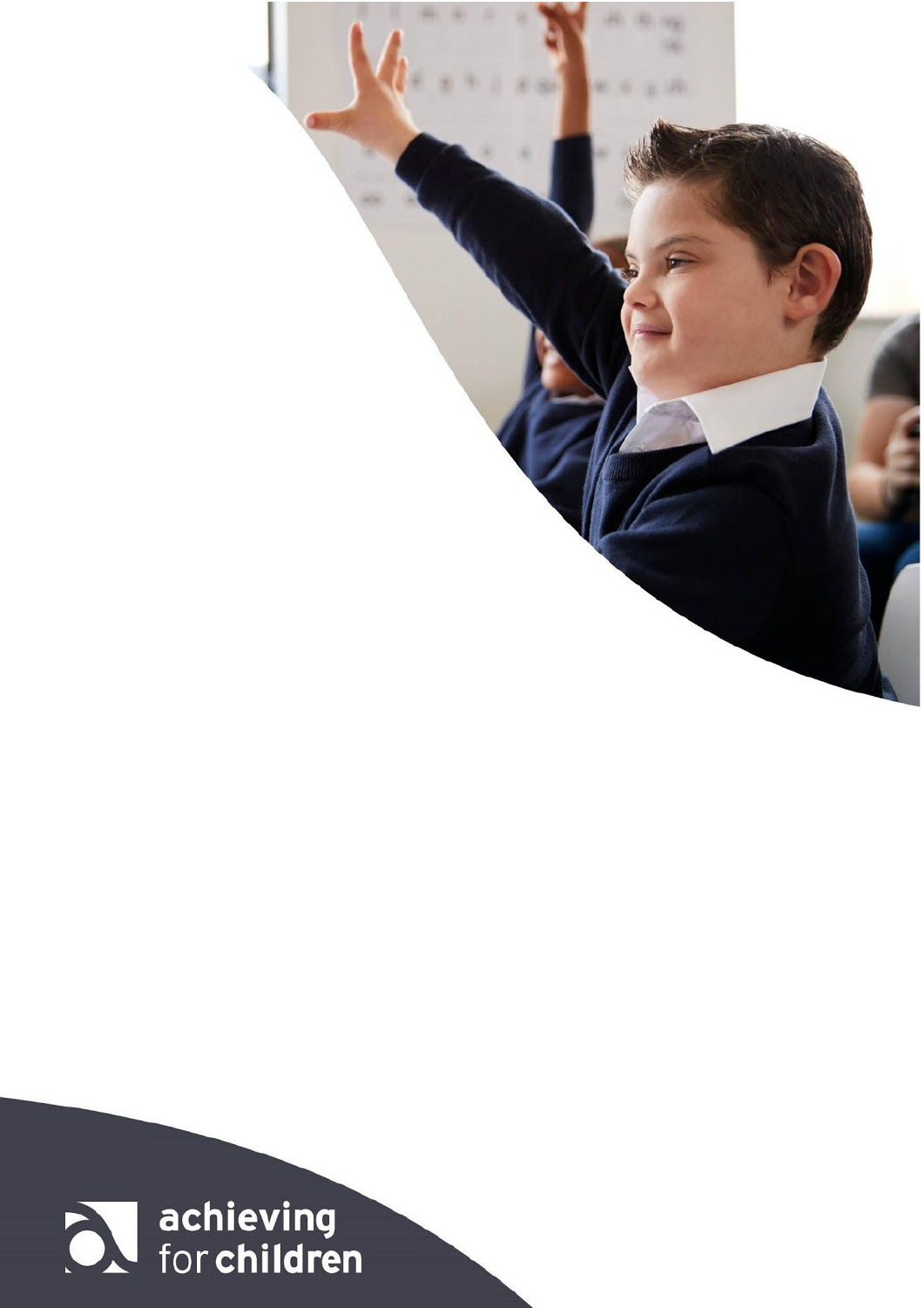achieving for children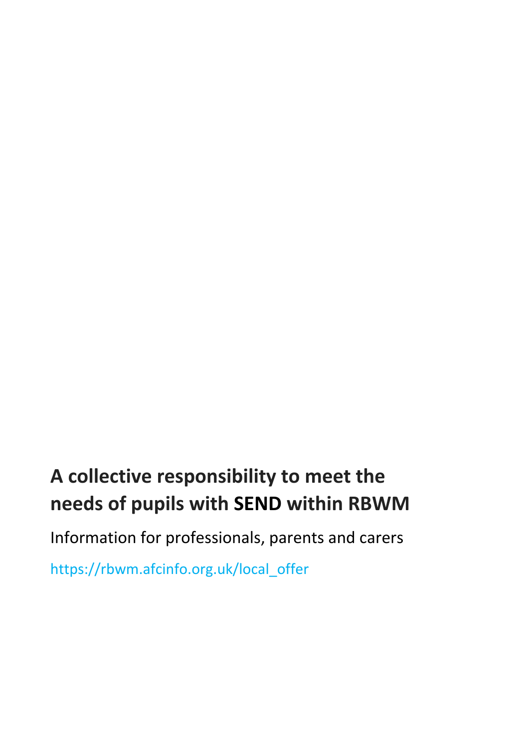# A collective responsibility to meet the needs of pupils with SEND within RBWM

Information for professionals, parents and carers

https://rbwm.afcinfo.org.uk/local_offer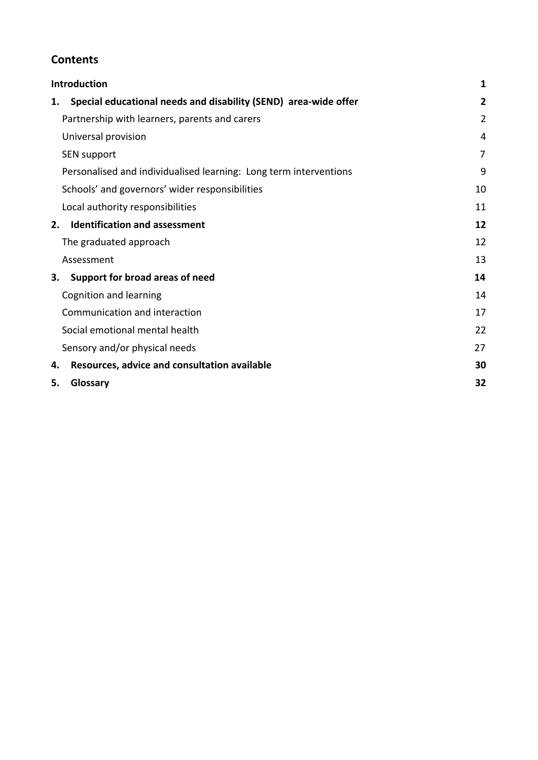## Contents

**Introduction** **1**

**1. Special educational needs and disability (SEND) area-wide offer** **2**

- Partnership with learners, parents and carers 2
- Universal provision 4
- SEN support 7
- Personalised and individualised learning: Long term interventions 9
- Schools' and governors' wider responsibilities 10
- Local authority responsibilities 11

**2. Identification and assessment** **12**

- The graduated approach 12
- Assessment 13

**3. Support for broad areas of need** **14**

- Cognition and learning 14
- Communication and interaction 17
- Social emotional mental health 22
- Sensory and/or physical needs 27

**4. Resources, advice and consultation available** **30**

**5. Glossary** **32**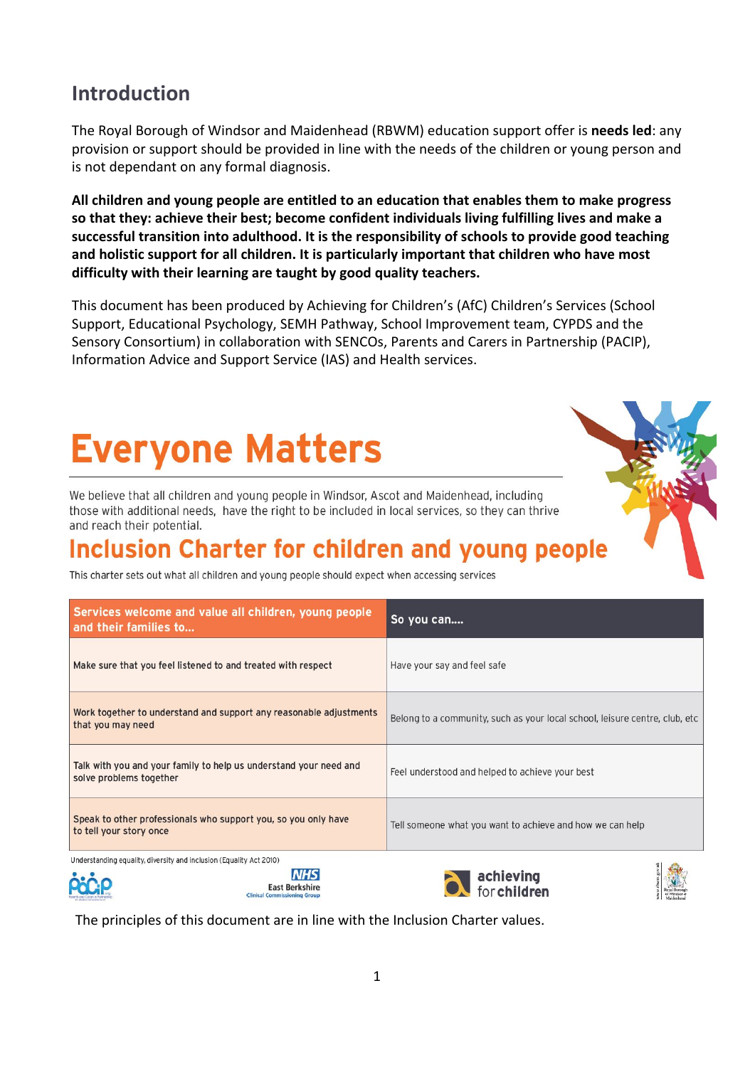## Introduction

The Royal Borough of Windsor and Maidenhead (RBWM) education support offer is **needs led**: any provision or support should be provided in line with the needs of the children or young person and is not dependant on any formal diagnosis.

**All children and young people are entitled to an education that enables them to make progress so that they: achieve their best; become confident individuals living fulfilling lives and make a successful transition into adulthood. It is the responsibility of schools to provide good teaching and holistic support for all children. It is particularly important that children who have most difficulty with their learning are taught by good quality teachers.**

This document has been produced by Achieving for Children's (AfC) Children's Services (School Support, Educational Psychology, SEMH Pathway, School Improvement team, CYPDS and the Sensory Consortium) in collaboration with SENCOs, Parents and Carers in Partnership (PACIP), Information Advice and Support Service (IAS) and Health services.

# Everyone Matters

We believe that all children and young people in Windsor, Ascot and Maidenhead, including those with additional needs, have the right to be included in local services, so they can thrive and reach their potential.

## Inclusion Charter for children and young people

This charter sets out what all children and young people should expect when accessing services

| Services welcome and value all children, young people and their families to... | So you can.... |
|---|---|
| Make sure that you feel listened to and treated with respect | Have your say and feel safe |
| Work together to understand and support any reasonable adjustments that you may need | Belong to a community, such as your local school, leisure centre, club, etc |
| Talk with you and your family to help us understand your need and solve problems together | Feel understood and helped to achieve your best |
| Speak to other professionals who support you, so you only have to tell your story once | Tell someone what you want to achieve and how we can help |

Understanding equality, diversity and inclusion (Equality Act 2010)

PACIP | NHS East Berkshire Clinical Commissioning Group | achieving for children | Royal Borough of Windsor & Maidenhead

The principles of this document are in line with the Inclusion Charter values.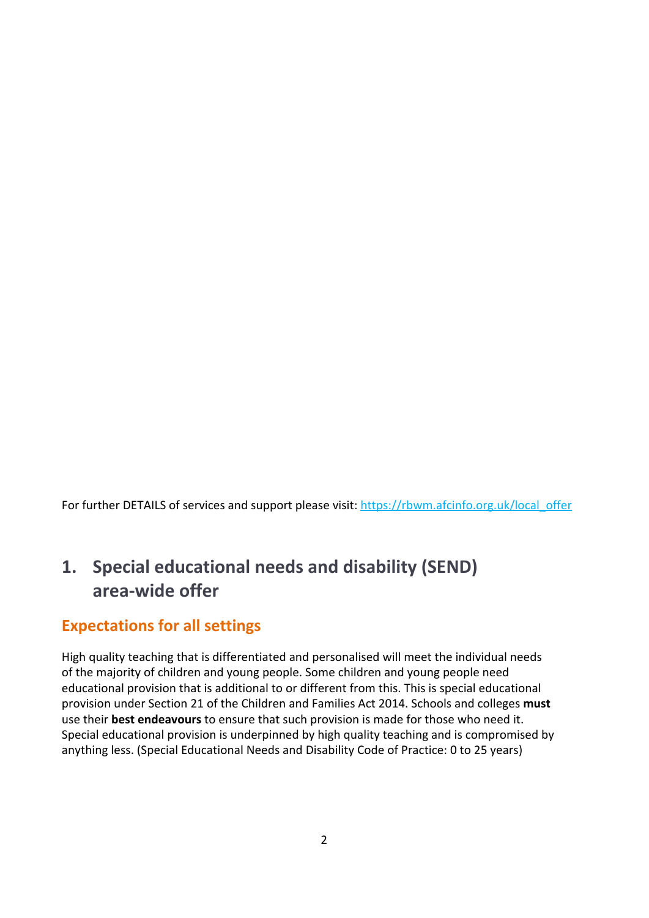For further DETAILS of services and support please visit: https://rbwm.afcinfo.org.uk/local_offer

# 1. Special educational needs and disability (SEND) area-wide offer

## Expectations for all settings

High quality teaching that is differentiated and personalised will meet the individual needs of the majority of children and young people. Some children and young people need educational provision that is additional to or different from this. This is special educational provision under Section 21 of the Children and Families Act 2014. Schools and colleges **must** use their **best endeavours** to ensure that such provision is made for those who need it. Special educational provision is underpinned by high quality teaching and is compromised by anything less. (Special Educational Needs and Disability Code of Practice: 0 to 25 years)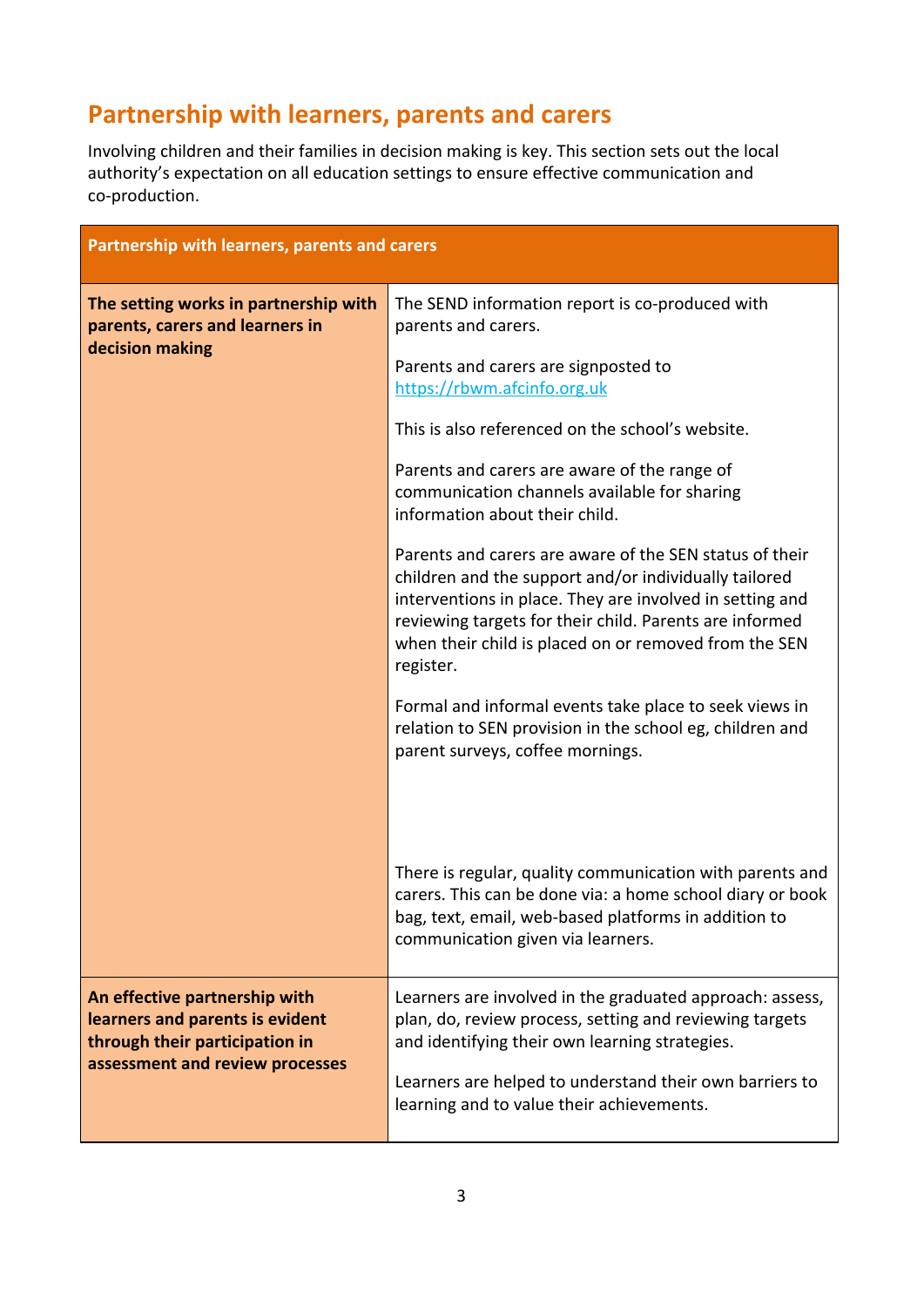## Partnership with learners, parents and carers

Involving children and their families in decision making is key. This section sets out the local authority's expectation on all education settings to ensure effective communication and co-production.

| Partnership with learners, parents and carers | |
|---|---|
| **The setting works in partnership with parents, carers and learners in decision making** | The SEND information report is co-produced with parents and carers.<br><br>Parents and carers are signposted to https://rbwm.afcinfo.org.uk<br><br>This is also referenced on the school's website.<br><br>Parents and carers are aware of the range of communication channels available for sharing information about their child.<br><br>Parents and carers are aware of the SEN status of their children and the support and/or individually tailored interventions in place. They are involved in setting and reviewing targets for their child. Parents are informed when their child is placed on or removed from the SEN register.<br><br>Formal and informal events take place to seek views in relation to SEN provision in the school eg, children and parent surveys, coffee mornings.<br><br>There is regular, quality communication with parents and carers. This can be done via: a home school diary or book bag, text, email, web-based platforms in addition to communication given via learners. |
| **An effective partnership with learners and parents is evident through their participation in assessment and review processes** | Learners are involved in the graduated approach: assess, plan, do, review process, setting and reviewing targets and identifying their own learning strategies.<br><br>Learners are helped to understand their own barriers to learning and to value their achievements. |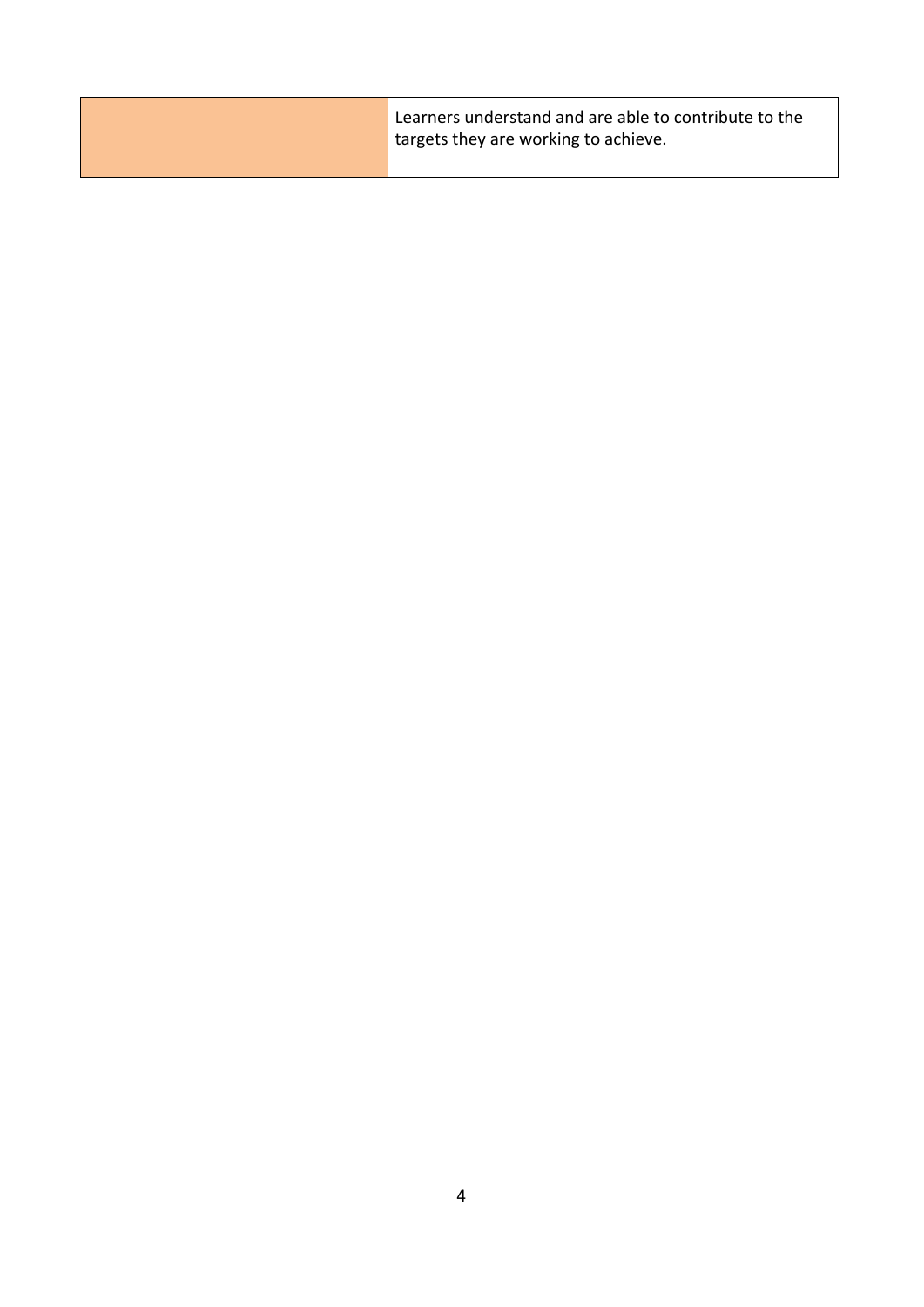| | |
|---|---|
| | Learners understand and are able to contribute to the targets they are working to achieve. |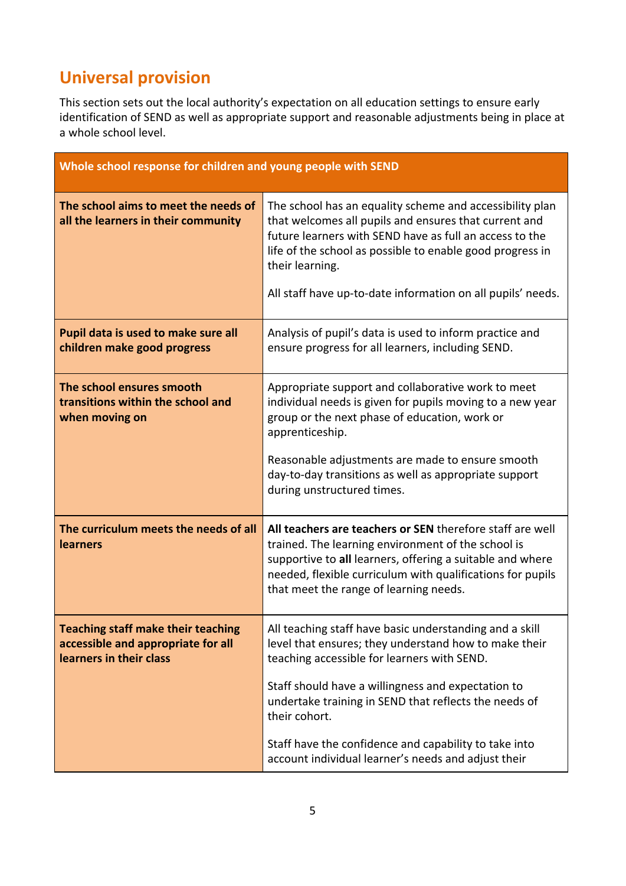## Universal provision

This section sets out the local authority's expectation on all education settings to ensure early identification of SEND as well as appropriate support and reasonable adjustments being in place at a whole school level.

| Whole school response for children and young people with SEND | |
|---|---|
| **The school aims to meet the needs of all the learners in their community** | The school has an equality scheme and accessibility plan that welcomes all pupils and ensures that current and future learners with SEND have as full an access to the life of the school as possible to enable good progress in their learning.<br><br>All staff have up-to-date information on all pupils' needs. |
| **Pupil data is used to make sure all children make good progress** | Analysis of pupil's data is used to inform practice and ensure progress for all learners, including SEND. |
| **The school ensures smooth transitions within the school and when moving on** | Appropriate support and collaborative work to meet individual needs is given for pupils moving to a new year group or the next phase of education, work or apprenticeship.<br><br>Reasonable adjustments are made to ensure smooth day-to-day transitions as well as appropriate support during unstructured times. |
| **The curriculum meets the needs of all learners** | **All teachers are teachers or SEN** therefore staff are well trained. The learning environment of the school is supportive to **all** learners, offering a suitable and where needed, flexible curriculum with qualifications for pupils that meet the range of learning needs. |
| **Teaching staff make their teaching accessible and appropriate for all learners in their class** | All teaching staff have basic understanding and a skill level that ensures; they understand how to make their teaching accessible for learners with SEND.<br><br>Staff should have a willingness and expectation to undertake training in SEND that reflects the needs of their cohort.<br><br>Staff have the confidence and capability to take into account individual learner's needs and adjust their |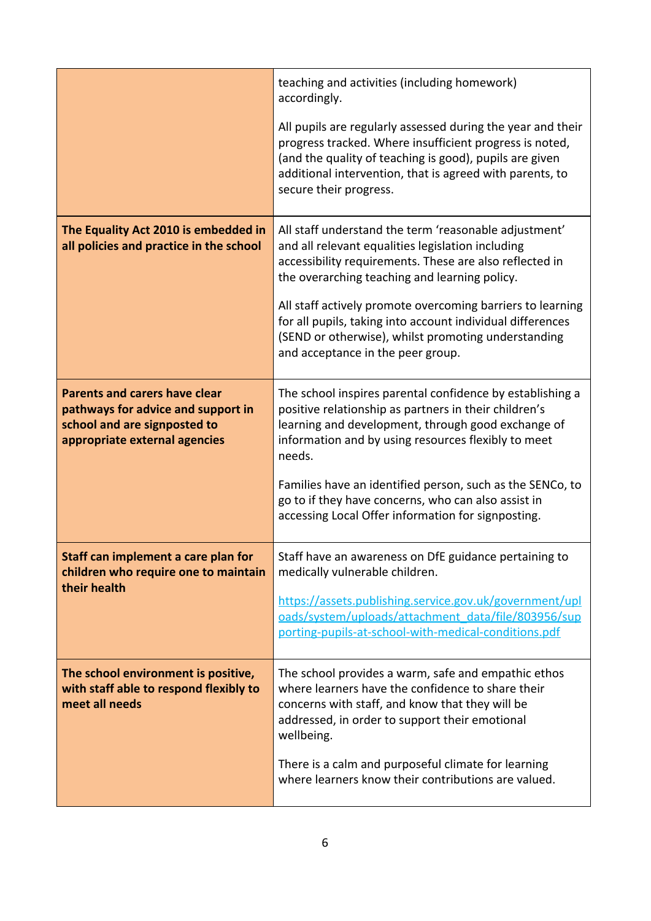| | |
|---|---|
| | teaching and activities (including homework) accordingly.<br><br>All pupils are regularly assessed during the year and their progress tracked. Where insufficient progress is noted, (and the quality of teaching is good), pupils are given additional intervention, that is agreed with parents, to secure their progress. |
| **The Equality Act 2010 is embedded in all policies and practice in the school** | All staff understand the term 'reasonable adjustment' and all relevant equalities legislation including accessibility requirements. These are also reflected in the overarching teaching and learning policy.<br><br>All staff actively promote overcoming barriers to learning for all pupils, taking into account individual differences (SEND or otherwise), whilst promoting understanding and acceptance in the peer group. |
| **Parents and carers have clear pathways for advice and support in school and are signposted to appropriate external agencies** | The school inspires parental confidence by establishing a positive relationship as partners in their children's learning and development, through good exchange of information and by using resources flexibly to meet needs.<br><br>Families have an identified person, such as the SENCo, to go to if they have concerns, who can also assist in accessing Local Offer information for signposting. |
| **Staff can implement a care plan for children who require one to maintain their health** | Staff have an awareness on DfE guidance pertaining to medically vulnerable children.<br><br>https://assets.publishing.service.gov.uk/government/uploads/system/uploads/attachment_data/file/803956/supporting-pupils-at-school-with-medical-conditions.pdf |
| **The school environment is positive, with staff able to respond flexibly to meet all needs** | The school provides a warm, safe and empathic ethos where learners have the confidence to share their concerns with staff, and know that they will be addressed, in order to support their emotional wellbeing.<br><br>There is a calm and purposeful climate for learning where learners know their contributions are valued. |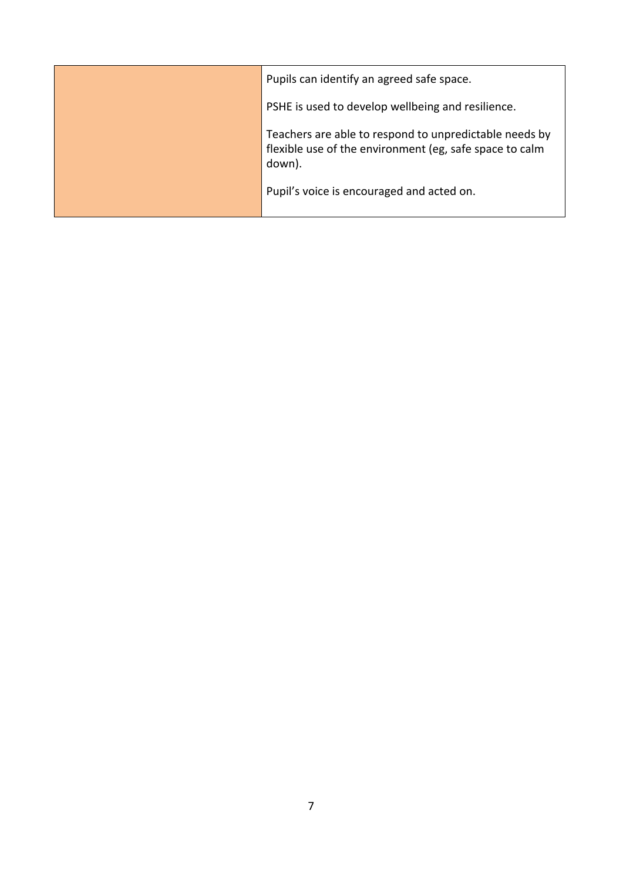| | |
|---|---|
| | Pupils can identify an agreed safe space.<br><br>PSHE is used to develop wellbeing and resilience.<br><br>Teachers are able to respond to unpredictable needs by flexible use of the environment (eg, safe space to calm down).<br><br>Pupil's voice is encouraged and acted on. |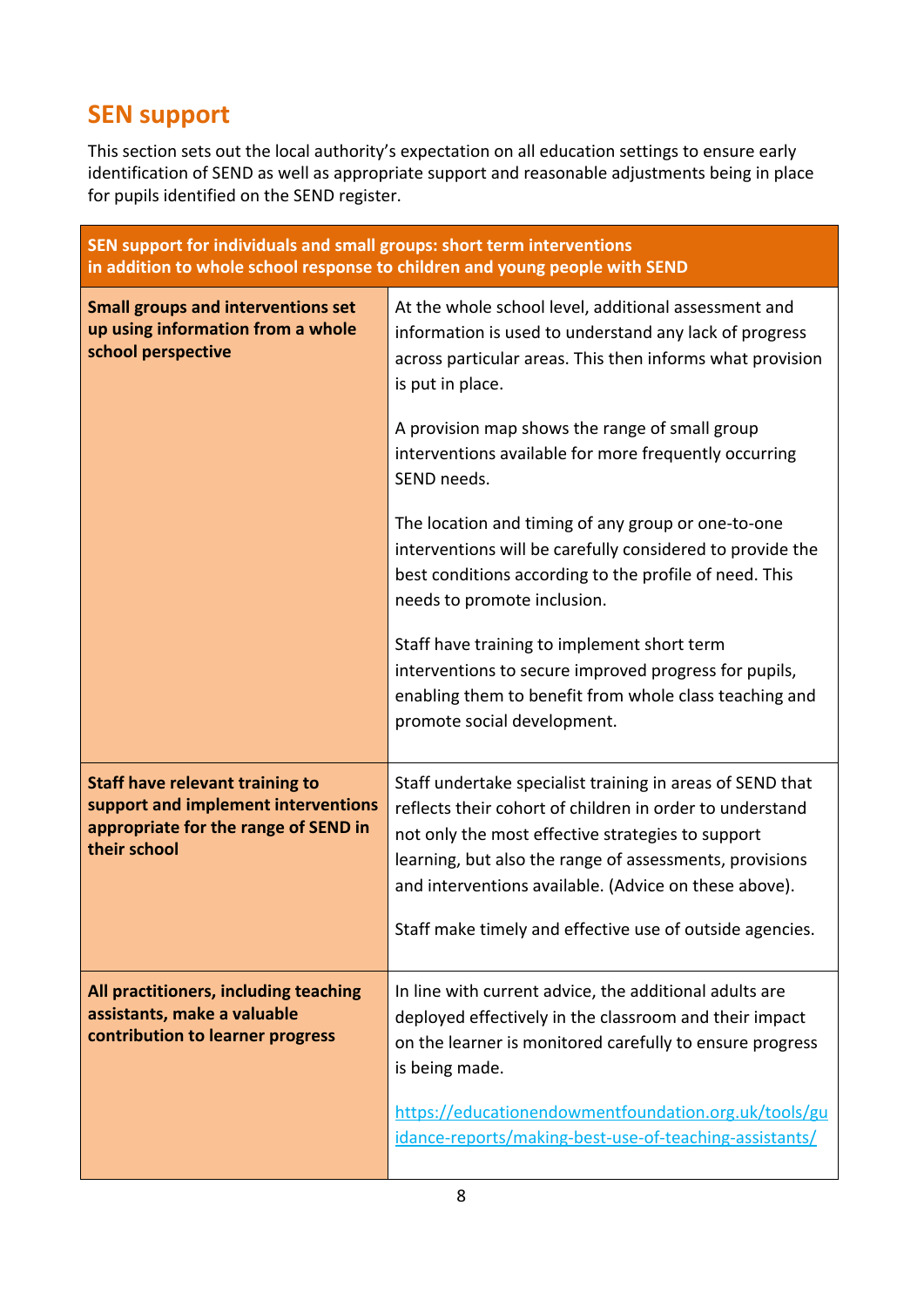## SEN support

This section sets out the local authority's expectation on all education settings to ensure early identification of SEND as well as appropriate support and reasonable adjustments being in place for pupils identified on the SEND register.

| SEN support for individuals and small groups: short term interventions in addition to whole school response to children and young people with SEND | |
|---|---|
| **Small groups and interventions set up using information from a whole school perspective** | At the whole school level, additional assessment and information is used to understand any lack of progress across particular areas. This then informs what provision is put in place.<br><br>A provision map shows the range of small group interventions available for more frequently occurring SEND needs.<br><br>The location and timing of any group or one-to-one interventions will be carefully considered to provide the best conditions according to the profile of need. This needs to promote inclusion.<br><br>Staff have training to implement short term interventions to secure improved progress for pupils, enabling them to benefit from whole class teaching and promote social development. |
| **Staff have relevant training to support and implement interventions appropriate for the range of SEND in their school** | Staff undertake specialist training in areas of SEND that reflects their cohort of children in order to understand not only the most effective strategies to support learning, but also the range of assessments, provisions and interventions available. (Advice on these above).<br><br>Staff make timely and effective use of outside agencies. |
| **All practitioners, including teaching assistants, make a valuable contribution to learner progress** | In line with current advice, the additional adults are deployed effectively in the classroom and their impact on the learner is monitored carefully to ensure progress is being made.<br><br>https://educationendowmentfoundation.org.uk/tools/guidance-reports/making-best-use-of-teaching-assistants/ |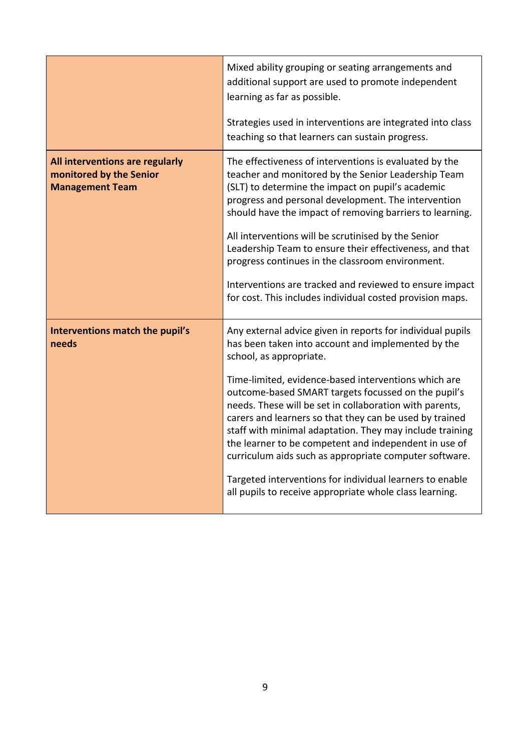| | |
|---|---|
| | Mixed ability grouping or seating arrangements and additional support are used to promote independent learning as far as possible.<br><br>Strategies used in interventions are integrated into class teaching so that learners can sustain progress. |
| **All interventions are regularly monitored by the Senior Management Team** | The effectiveness of interventions is evaluated by the teacher and monitored by the Senior Leadership Team (SLT) to determine the impact on pupil's academic progress and personal development. The intervention should have the impact of removing barriers to learning.<br><br>All interventions will be scrutinised by the Senior Leadership Team to ensure their effectiveness, and that progress continues in the classroom environment.<br><br>Interventions are tracked and reviewed to ensure impact for cost. This includes individual costed provision maps. |
| **Interventions match the pupil's needs** | Any external advice given in reports for individual pupils has been taken into account and implemented by the school, as appropriate.<br><br>Time-limited, evidence-based interventions which are outcome-based SMART targets focussed on the pupil's needs. These will be set in collaboration with parents, carers and learners so that they can be used by trained staff with minimal adaptation. They may include training the learner to be competent and independent in use of curriculum aids such as appropriate computer software.<br><br>Targeted interventions for individual learners to enable all pupils to receive appropriate whole class learning. |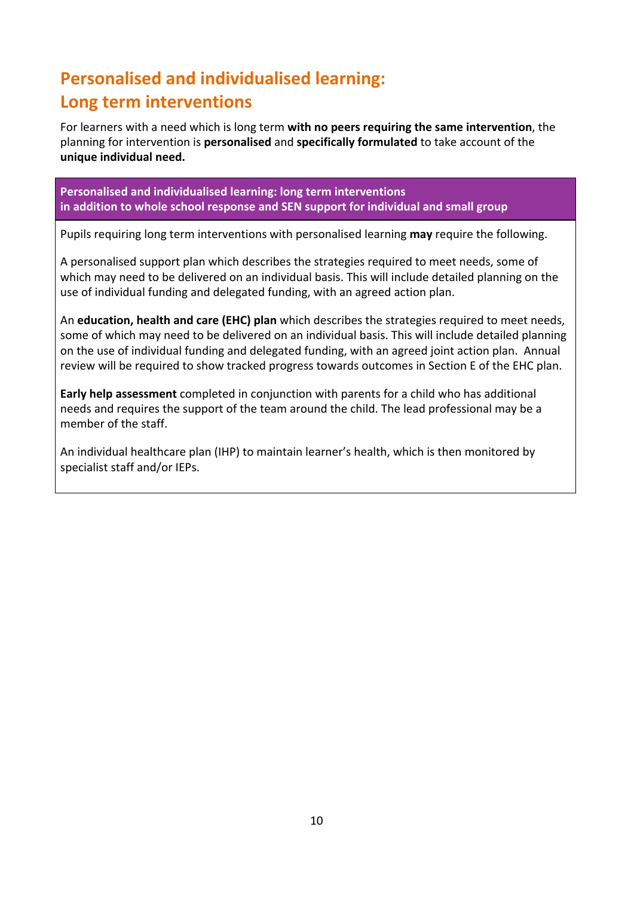# Personalised and individualised learning: Long term interventions

For learners with a need which is long term **with no peers requiring the same intervention**, the planning for intervention is **personalised** and **specifically formulated** to take account of the **unique individual need.**

| **Personalised and individualised learning: long term interventions in addition to whole school response and SEN support for individual and small group** |
|---|
| Pupils requiring long term interventions with personalised learning **may** require the following.<br><br>A personalised support plan which describes the strategies required to meet needs, some of which may need to be delivered on an individual basis. This will include detailed planning on the use of individual funding and delegated funding, with an agreed action plan.<br><br>An **education, health and care (EHC) plan** which describes the strategies required to meet needs, some of which may need to be delivered on an individual basis. This will include detailed planning on the use of individual funding and delegated funding, with an agreed joint action plan. Annual review will be required to show tracked progress towards outcomes in Section E of the EHC plan.<br><br>**Early help assessment** completed in conjunction with parents for a child who has additional needs and requires the support of the team around the child. The lead professional may be a member of the staff.<br><br>An individual healthcare plan (IHP) to maintain learner's health, which is then monitored by specialist staff and/or IEPs. |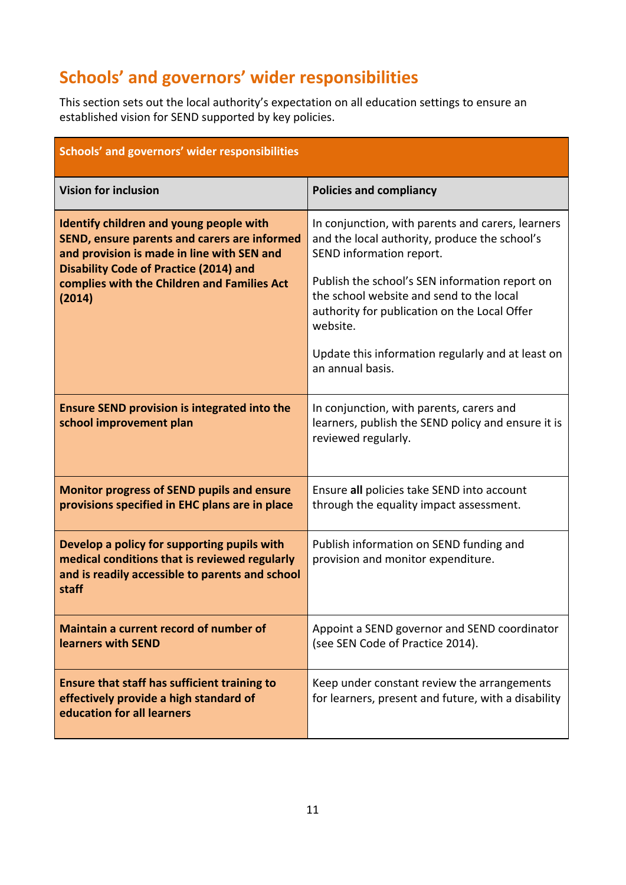## Schools' and governors' wider responsibilities

This section sets out the local authority's expectation on all education settings to ensure an established vision for SEND supported by key policies.

| Schools' and governors' wider responsibilities | |
|---|---|
| **Vision for inclusion** | **Policies and compliancy** |
| **Identify children and young people with SEND, ensure parents and carers are informed and provision is made in line with SEN and Disability Code of Practice (2014) and complies with the Children and Families Act (2014)** | In conjunction, with parents and carers, learners and the local authority, produce the school's SEND information report.<br><br>Publish the school's SEN information report on the school website and send to the local authority for publication on the Local Offer website.<br><br>Update this information regularly and at least on an annual basis. |
| **Ensure SEND provision is integrated into the school improvement plan** | In conjunction, with parents, carers and learners, publish the SEND policy and ensure it is reviewed regularly. |
| **Monitor progress of SEND pupils and ensure provisions specified in EHC plans are in place** | Ensure **all** policies take SEND into account through the equality impact assessment. |
| **Develop a policy for supporting pupils with medical conditions that is reviewed regularly and is readily accessible to parents and school staff** | Publish information on SEND funding and provision and monitor expenditure. |
| **Maintain a current record of number of learners with SEND** | Appoint a SEND governor and SEND coordinator (see SEN Code of Practice 2014). |
| **Ensure that staff has sufficient training to effectively provide a high standard of education for all learners** | Keep under constant review the arrangements for learners, present and future, with a disability |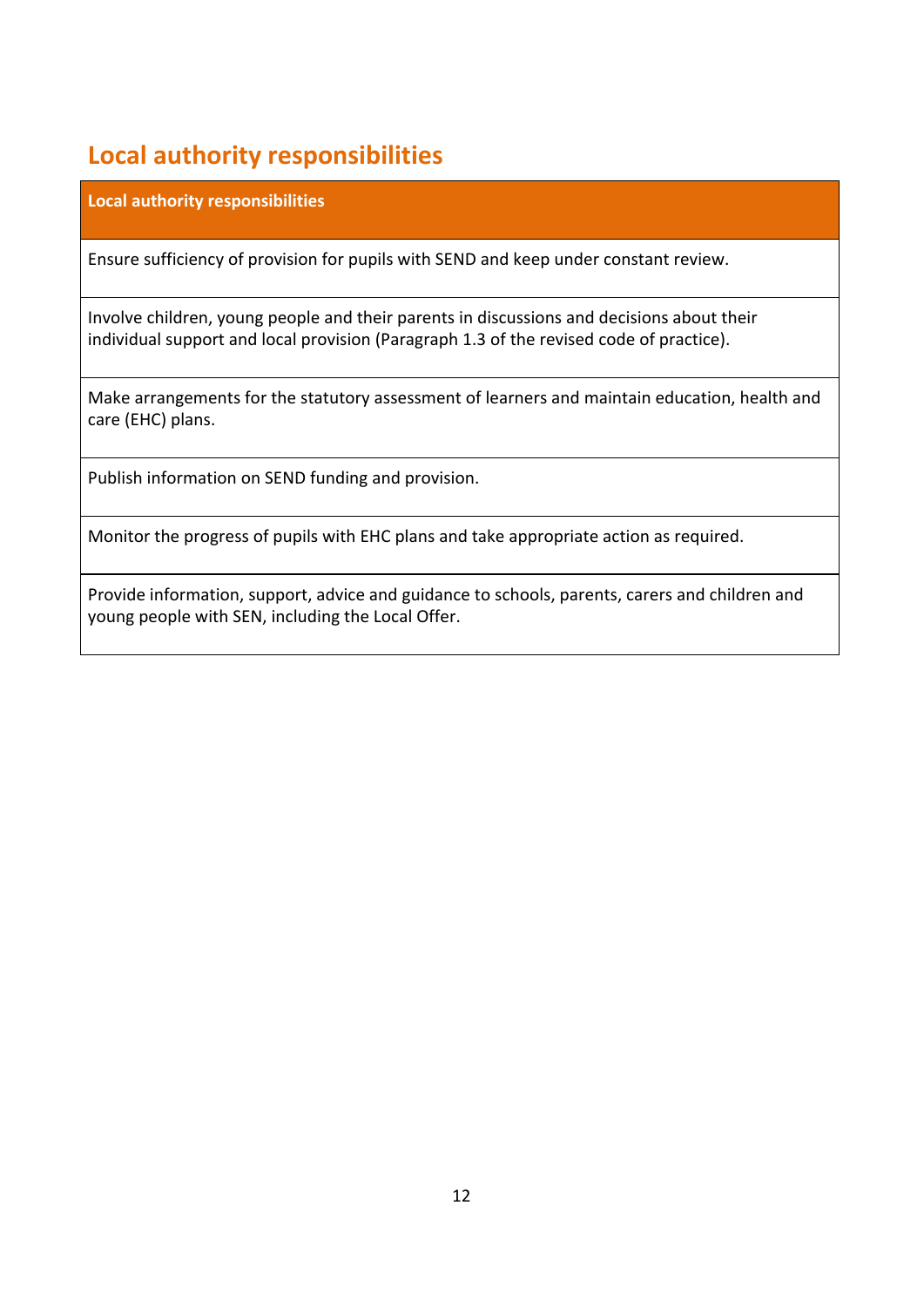## Local authority responsibilities

| Local authority responsibilities |
|---|
| Ensure sufficiency of provision for pupils with SEND and keep under constant review. |
| Involve children, young people and their parents in discussions and decisions about their individual support and local provision (Paragraph 1.3 of the revised code of practice). |
| Make arrangements for the statutory assessment of learners and maintain education, health and care (EHC) plans. |
| Publish information on SEND funding and provision. |
| Monitor the progress of pupils with EHC plans and take appropriate action as required. |
| Provide information, support, advice and guidance to schools, parents, carers and children and young people with SEN, including the Local Offer. |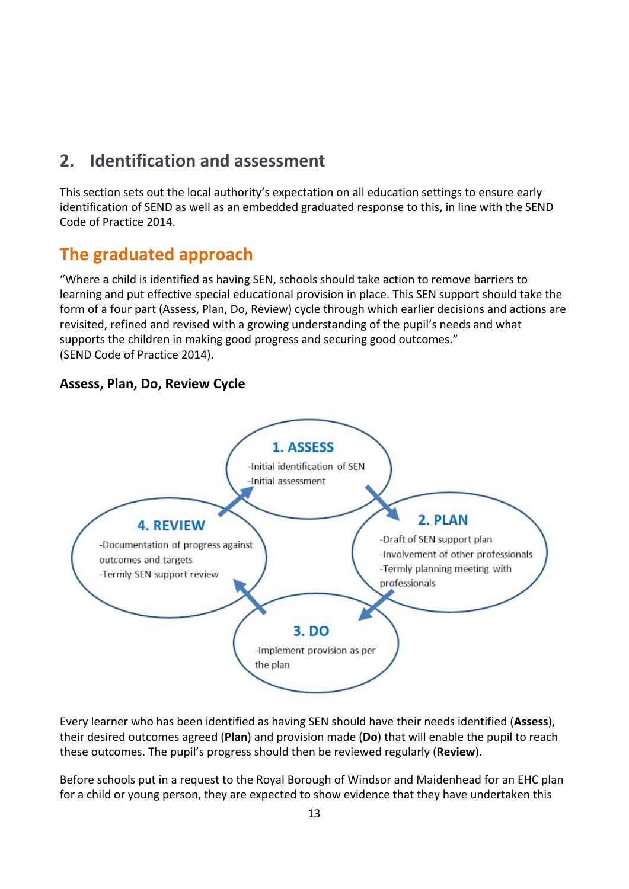## 2. Identification and assessment

This section sets out the local authority's expectation on all education settings to ensure early identification of SEND as well as an embedded graduated response to this, in line with the SEND Code of Practice 2014.

## The graduated approach

"Where a child is identified as having SEN, schools should take action to remove barriers to learning and put effective special educational provision in place. This SEN support should take the form of a four part (Assess, Plan, Do, Review) cycle through which earlier decisions and actions are revisited, refined and revised with a growing understanding of the pupil's needs and what supports the children in making good progress and securing good outcomes."
(SEND Code of Practice 2014).

### Assess, Plan, Do, Review Cycle

**1. ASSESS**
- Initial identification of SEN
- Initial assessment

**2. PLAN**
- Draft of SEN support plan
- Involvement of other professionals
- Termly planning meeting with professionals

**3. DO**
- Implement provision as per the plan

**4. REVIEW**
- Documentation of progress against outcomes and targets
- Termly SEN support review

Every learner who has been identified as having SEN should have their needs identified (**Assess**), their desired outcomes agreed (**Plan**) and provision made (**Do**) that will enable the pupil to reach these outcomes. The pupil's progress should then be reviewed regularly (**Review**).

Before schools put in a request to the Royal Borough of Windsor and Maidenhead for an EHC plan for a child or young person, they are expected to show evidence that they have undertaken this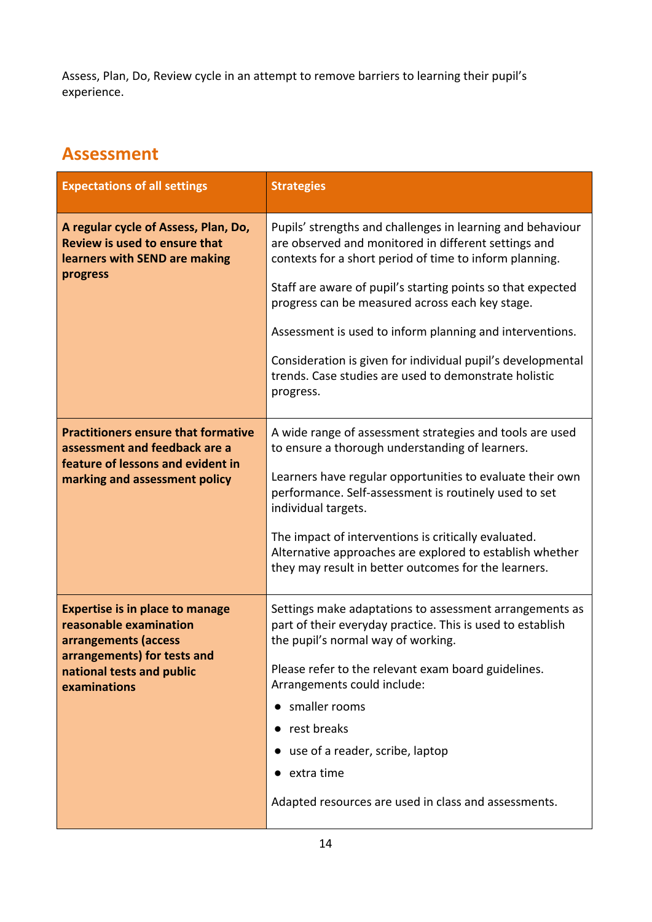Assess, Plan, Do, Review cycle in an attempt to remove barriers to learning their pupil's experience.

## Assessment

| Expectations of all settings | Strategies |
|---|---|
| **A regular cycle of Assess, Plan, Do, Review is used to ensure that learners with SEND are making progress** | Pupils' strengths and challenges in learning and behaviour are observed and monitored in different settings and contexts for a short period of time to inform planning.<br><br>Staff are aware of pupil's starting points so that expected progress can be measured across each key stage.<br><br>Assessment is used to inform planning and interventions.<br><br>Consideration is given for individual pupil's developmental trends. Case studies are used to demonstrate holistic progress. |
| **Practitioners ensure that formative assessment and feedback are a feature of lessons and evident in marking and assessment policy** | A wide range of assessment strategies and tools are used to ensure a thorough understanding of learners.<br><br>Learners have regular opportunities to evaluate their own performance. Self-assessment is routinely used to set individual targets.<br><br>The impact of interventions is critically evaluated. Alternative approaches are explored to establish whether they may result in better outcomes for the learners. |
| **Expertise is in place to manage reasonable examination arrangements (access arrangements) for tests and national tests and public examinations** | Settings make adaptations to assessment arrangements as part of their everyday practice. This is used to establish the pupil's normal way of working.<br><br>Please refer to the relevant exam board guidelines. Arrangements could include:<br><br>● smaller rooms<br>● rest breaks<br>● use of a reader, scribe, laptop<br>● extra time<br><br>Adapted resources are used in class and assessments. |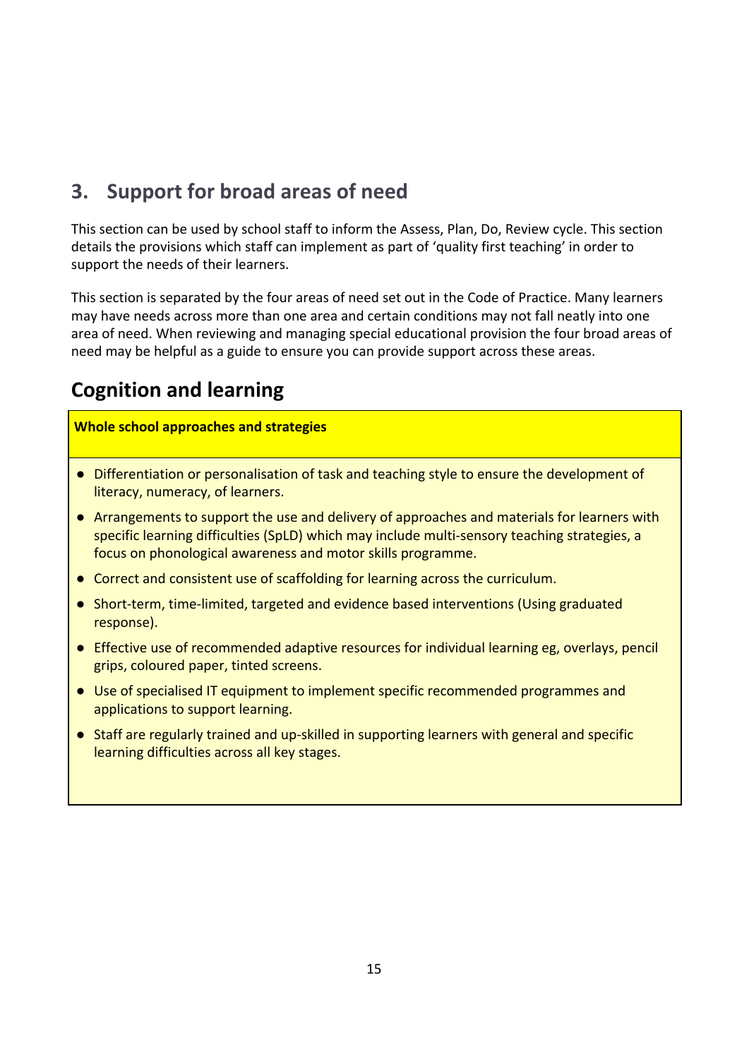## 3. Support for broad areas of need

This section can be used by school staff to inform the Assess, Plan, Do, Review cycle. This section details the provisions which staff can implement as part of 'quality first teaching' in order to support the needs of their learners.

This section is separated by the four areas of need set out in the Code of Practice. Many learners may have needs across more than one area and certain conditions may not fall neatly into one area of need. When reviewing and managing special educational provision the four broad areas of need may be helpful as a guide to ensure you can provide support across these areas.

## Cognition and learning

**Whole school approaches and strategies**

- Differentiation or personalisation of task and teaching style to ensure the development of literacy, numeracy, of learners.
- Arrangements to support the use and delivery of approaches and materials for learners with specific learning difficulties (SpLD) which may include multi-sensory teaching strategies, a focus on phonological awareness and motor skills programme.
- Correct and consistent use of scaffolding for learning across the curriculum.
- Short-term, time-limited, targeted and evidence based interventions (Using graduated response).
- Effective use of recommended adaptive resources for individual learning eg, overlays, pencil grips, coloured paper, tinted screens.
- Use of specialised IT equipment to implement specific recommended programmes and applications to support learning.
- Staff are regularly trained and up-skilled in supporting learners with general and specific learning difficulties across all key stages.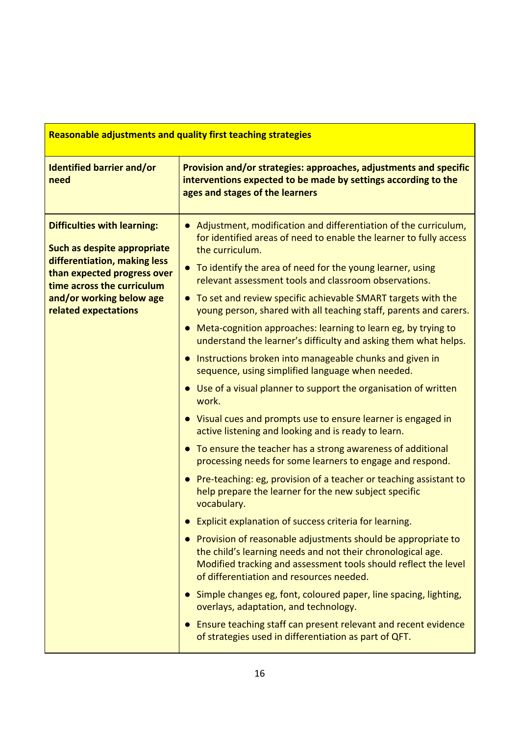| Reasonable adjustments and quality first teaching strategies | |
|---|---|
| **Identified barrier and/or need** | **Provision and/or strategies: approaches, adjustments and specific interventions expected to be made by settings according to the ages and stages of the learners** |
| **Difficulties with learning:**<br><br>**Such as despite appropriate differentiation, making less than expected progress over time across the curriculum and/or working below age related expectations** | • Adjustment, modification and differentiation of the curriculum, for identified areas of need to enable the learner to fully access the curriculum.<br>• To identify the area of need for the young learner, using relevant assessment tools and classroom observations.<br>• To set and review specific achievable SMART targets with the young person, shared with all teaching staff, parents and carers.<br>• Meta-cognition approaches: learning to learn eg, by trying to understand the learner's difficulty and asking them what helps.<br>• Instructions broken into manageable chunks and given in sequence, using simplified language when needed.<br>• Use of a visual planner to support the organisation of written work.<br>• Visual cues and prompts use to ensure learner is engaged in active listening and looking and is ready to learn.<br>• To ensure the teacher has a strong awareness of additional processing needs for some learners to engage and respond.<br>• Pre-teaching: eg, provision of a teacher or teaching assistant to help prepare the learner for the new subject specific vocabulary.<br>• Explicit explanation of success criteria for learning.<br>• Provision of reasonable adjustments should be appropriate to the child's learning needs and not their chronological age. Modified tracking and assessment tools should reflect the level of differentiation and resources needed.<br>• Simple changes eg, font, coloured paper, line spacing, lighting, overlays, adaptation, and technology.<br>• Ensure teaching staff can present relevant and recent evidence of strategies used in differentiation as part of QFT. |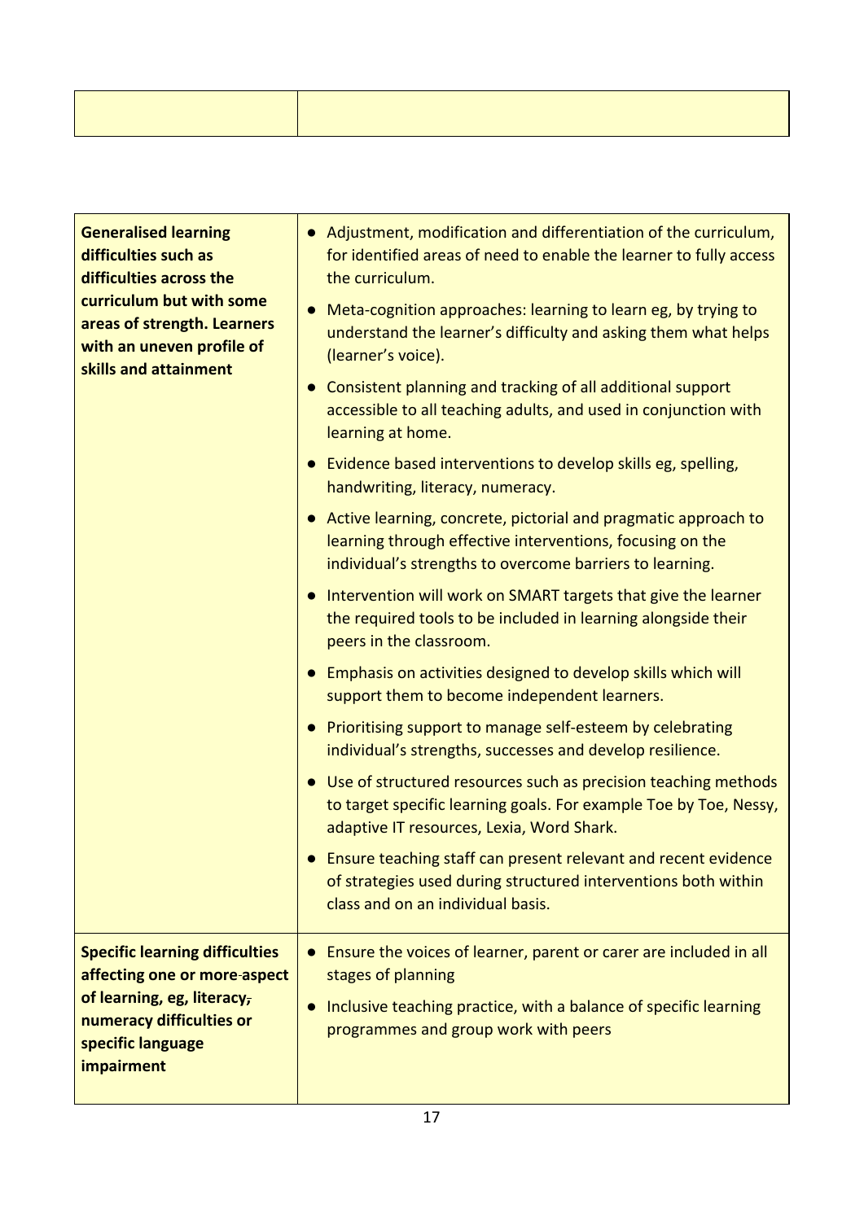| | |
|---|---|
| | |

| | |
|---|---|
| **Generalised learning difficulties such as difficulties across the curriculum but with some areas of strength. Learners with an uneven profile of skills and attainment** | • Adjustment, modification and differentiation of the curriculum, for identified areas of need to enable the learner to fully access the curriculum.<br>• Meta-cognition approaches: learning to learn eg, by trying to understand the learner's difficulty and asking them what helps (learner's voice).<br>• Consistent planning and tracking of all additional support accessible to all teaching adults, and used in conjunction with learning at home.<br>• Evidence based interventions to develop skills eg, spelling, handwriting, literacy, numeracy.<br>• Active learning, concrete, pictorial and pragmatic approach to learning through effective interventions, focusing on the individual's strengths to overcome barriers to learning.<br>• Intervention will work on SMART targets that give the learner the required tools to be included in learning alongside their peers in the classroom.<br>• Emphasis on activities designed to develop skills which will support them to become independent learners.<br>• Prioritising support to manage self-esteem by celebrating individual's strengths, successes and develop resilience.<br>• Use of structured resources such as precision teaching methods to target specific learning goals. For example Toe by Toe, Nessy, adaptive IT resources, Lexia, Word Shark.<br>• Ensure teaching staff can present relevant and recent evidence of strategies used during structured interventions both within class and on an individual basis. |
| **Specific learning difficulties affecting one or more aspect of learning, eg, literacy, numeracy difficulties or specific language impairment** | • Ensure the voices of learner, parent or carer are included in all stages of planning<br>• Inclusive teaching practice, with a balance of specific learning programmes and group work with peers |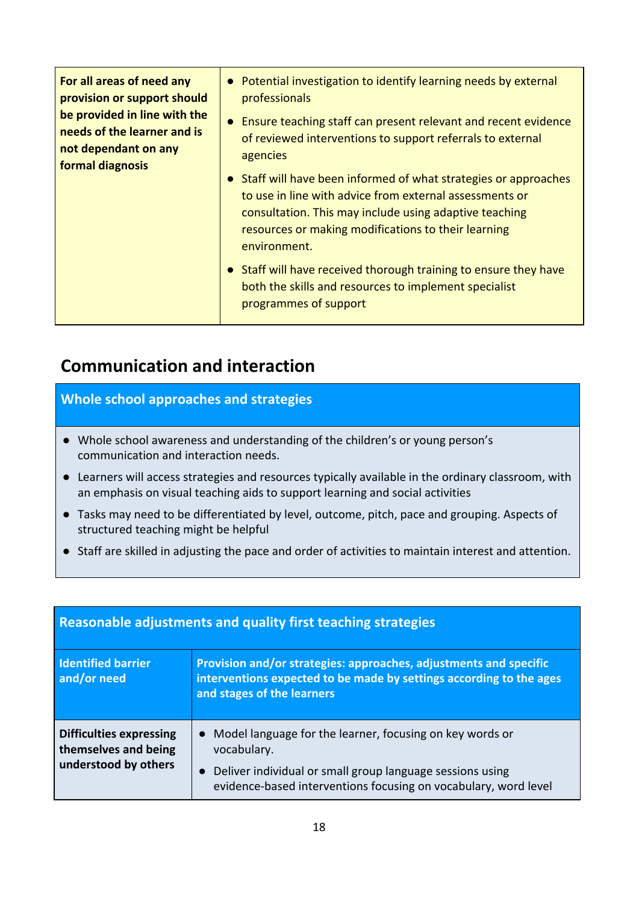| **For all areas of need any provision or support should be provided in line with the needs of the learner and is not dependant on any formal diagnosis** | <ul><li>Potential investigation to identify learning needs by external professionals</li><li>Ensure teaching staff can present relevant and recent evidence of reviewed interventions to support referrals to external agencies</li><li>Staff will have been informed of what strategies or approaches to use in line with advice from external assessments or consultation. This may include using adaptive teaching resources or making modifications to their learning environment.</li><li>Staff will have received thorough training to ensure they have both the skills and resources to implement specialist programmes of support</li></ul> |
|---|---|

## Communication and interaction

### Whole school approaches and strategies

- Whole school awareness and understanding of the children's or young person's communication and interaction needs.
- Learners will access strategies and resources typically available in the ordinary classroom, with an emphasis on visual teaching aids to support learning and social activities
- Tasks may need to be differentiated by level, outcome, pitch, pace and grouping. Aspects of structured teaching might be helpful
- Staff are skilled in adjusting the pace and order of activities to maintain interest and attention.

### Reasonable adjustments and quality first teaching strategies

| Identified barrier and/or need | Provision and/or strategies: approaches, adjustments and specific interventions expected to be made by settings according to the ages and stages of the learners |
|---|---|
| **Difficulties expressing themselves and being understood by others** | <ul><li>Model language for the learner, focusing on key words or vocabulary.</li><li>Deliver individual or small group language sessions using evidence-based interventions focusing on vocabulary, word level</li></ul> |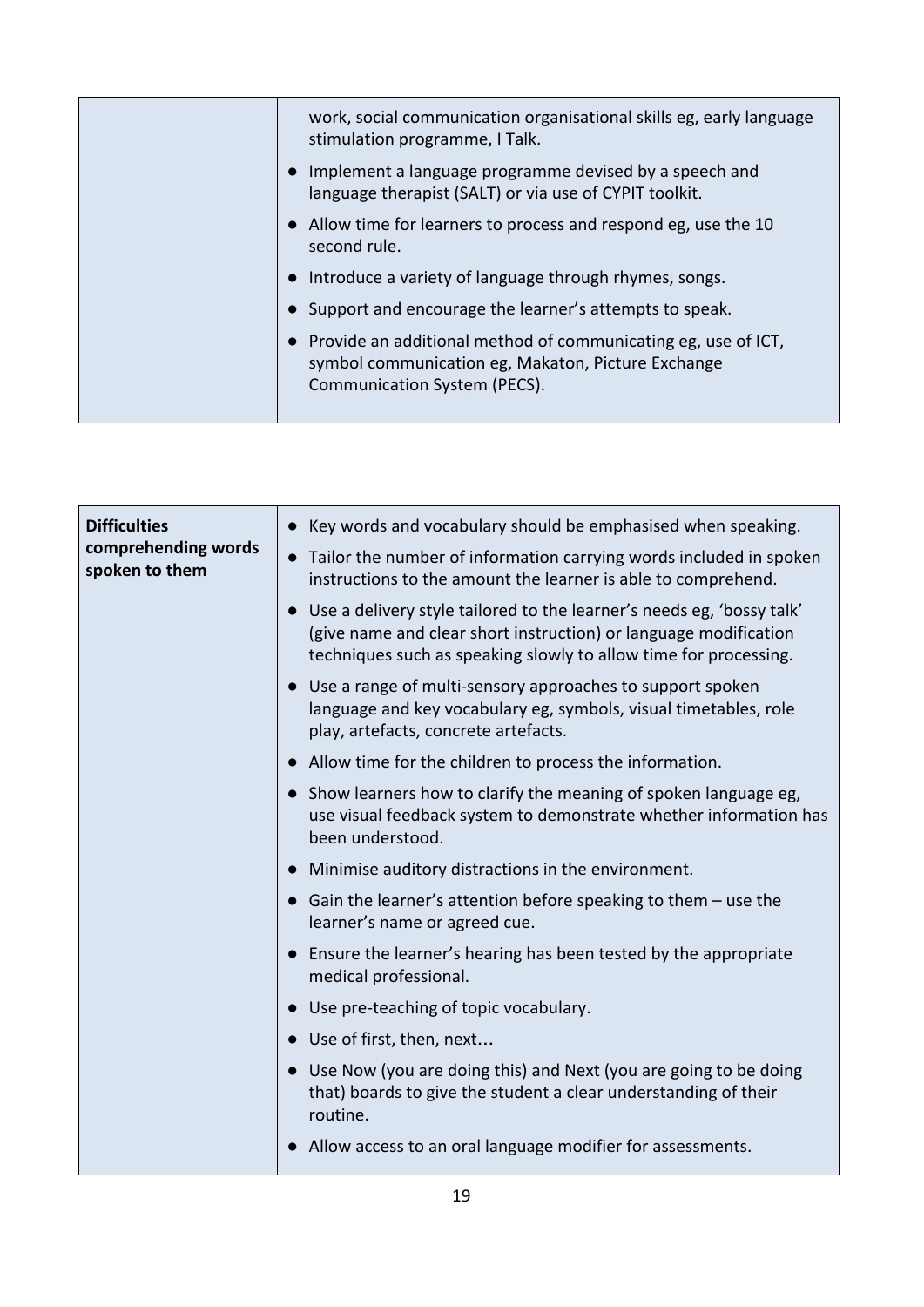| | |
|---|---|
| | work, social communication organisational skills eg, early language stimulation programme, I Talk.<br>• Implement a language programme devised by a speech and language therapist (SALT) or via use of CYPIT toolkit.<br>• Allow time for learners to process and respond eg, use the 10 second rule.<br>• Introduce a variety of language through rhymes, songs.<br>• Support and encourage the learner's attempts to speak.<br>• Provide an additional method of communicating eg, use of ICT, symbol communication eg, Makaton, Picture Exchange Communication System (PECS). |

| | |
|---|---|
| **Difficulties comprehending words spoken to them** | • Key words and vocabulary should be emphasised when speaking.<br>• Tailor the number of information carrying words included in spoken instructions to the amount the learner is able to comprehend.<br>• Use a delivery style tailored to the learner's needs eg, 'bossy talk' (give name and clear short instruction) or language modification techniques such as speaking slowly to allow time for processing.<br>• Use a range of multi-sensory approaches to support spoken language and key vocabulary eg, symbols, visual timetables, role play, artefacts, concrete artefacts.<br>• Allow time for the children to process the information.<br>• Show learners how to clarify the meaning of spoken language eg, use visual feedback system to demonstrate whether information has been understood.<br>• Minimise auditory distractions in the environment.<br>• Gain the learner's attention before speaking to them – use the learner's name or agreed cue.<br>• Ensure the learner's hearing has been tested by the appropriate medical professional.<br>• Use pre-teaching of topic vocabulary.<br>• Use of first, then, next…<br>• Use Now (you are doing this) and Next (you are going to be doing that) boards to give the student a clear understanding of their routine.<br>• Allow access to an oral language modifier for assessments. |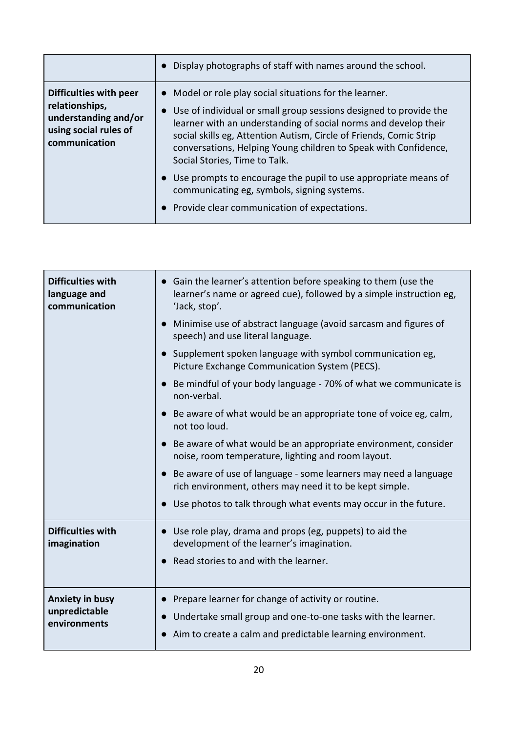| | |
|---|---|
| | • Display photographs of staff with names around the school. |
| **Difficulties with peer relationships, understanding and/or using social rules of communication** | • Model or role play social situations for the learner.<br>• Use of individual or small group sessions designed to provide the learner with an understanding of social norms and develop their social skills eg, Attention Autism, Circle of Friends, Comic Strip conversations, Helping Young children to Speak with Confidence, Social Stories, Time to Talk.<br>• Use prompts to encourage the pupil to use appropriate means of communicating eg, symbols, signing systems.<br>• Provide clear communication of expectations. |

| | |
|---|---|
| **Difficulties with language and communication** | • Gain the learner's attention before speaking to them (use the learner's name or agreed cue), followed by a simple instruction eg, 'Jack, stop'.<br>• Minimise use of abstract language (avoid sarcasm and figures of speech) and use literal language.<br>• Supplement spoken language with symbol communication eg, Picture Exchange Communication System (PECS).<br>• Be mindful of your body language - 70% of what we communicate is non-verbal.<br>• Be aware of what would be an appropriate tone of voice eg, calm, not too loud.<br>• Be aware of what would be an appropriate environment, consider noise, room temperature, lighting and room layout.<br>• Be aware of use of language - some learners may need a language rich environment, others may need it to be kept simple.<br>• Use photos to talk through what events may occur in the future. |
| **Difficulties with imagination** | • Use role play, drama and props (eg, puppets) to aid the development of the learner's imagination.<br>• Read stories to and with the learner. |
| **Anxiety in busy unpredictable environments** | • Prepare learner for change of activity or routine.<br>• Undertake small group and one-to-one tasks with the learner.<br>• Aim to create a calm and predictable learning environment. |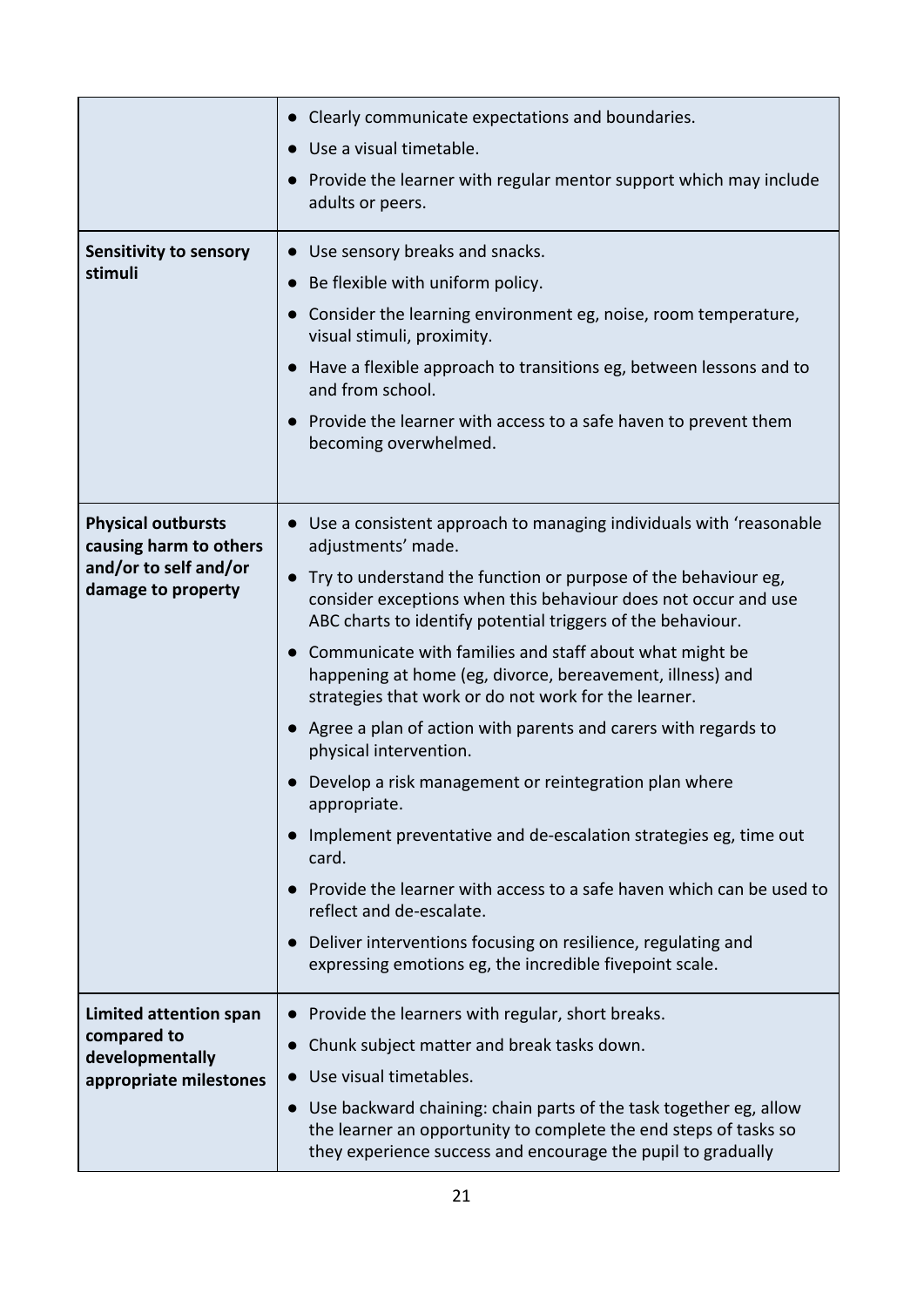| | |
|---|---|
| | • Clearly communicate expectations and boundaries.<br>• Use a visual timetable.<br>• Provide the learner with regular mentor support which may include adults or peers. |
| **Sensitivity to sensory stimuli** | • Use sensory breaks and snacks.<br>• Be flexible with uniform policy.<br>• Consider the learning environment eg, noise, room temperature, visual stimuli, proximity.<br>• Have a flexible approach to transitions eg, between lessons and to and from school.<br>• Provide the learner with access to a safe haven to prevent them becoming overwhelmed. |
| **Physical outbursts causing harm to others and/or to self and/or damage to property** | • Use a consistent approach to managing individuals with 'reasonable adjustments' made.<br>• Try to understand the function or purpose of the behaviour eg, consider exceptions when this behaviour does not occur and use ABC charts to identify potential triggers of the behaviour.<br>• Communicate with families and staff about what might be happening at home (eg, divorce, bereavement, illness) and strategies that work or do not work for the learner.<br>• Agree a plan of action with parents and carers with regards to physical intervention.<br>• Develop a risk management or reintegration plan where appropriate.<br>• Implement preventative and de-escalation strategies eg, time out card.<br>• Provide the learner with access to a safe haven which can be used to reflect and de-escalate.<br>• Deliver interventions focusing on resilience, regulating and expressing emotions eg, the incredible fivepoint scale. |
| **Limited attention span compared to developmentally appropriate milestones** | • Provide the learners with regular, short breaks.<br>• Chunk subject matter and break tasks down.<br>• Use visual timetables.<br>• Use backward chaining: chain parts of the task together eg, allow the learner an opportunity to complete the end steps of tasks so they experience success and encourage the pupil to gradually |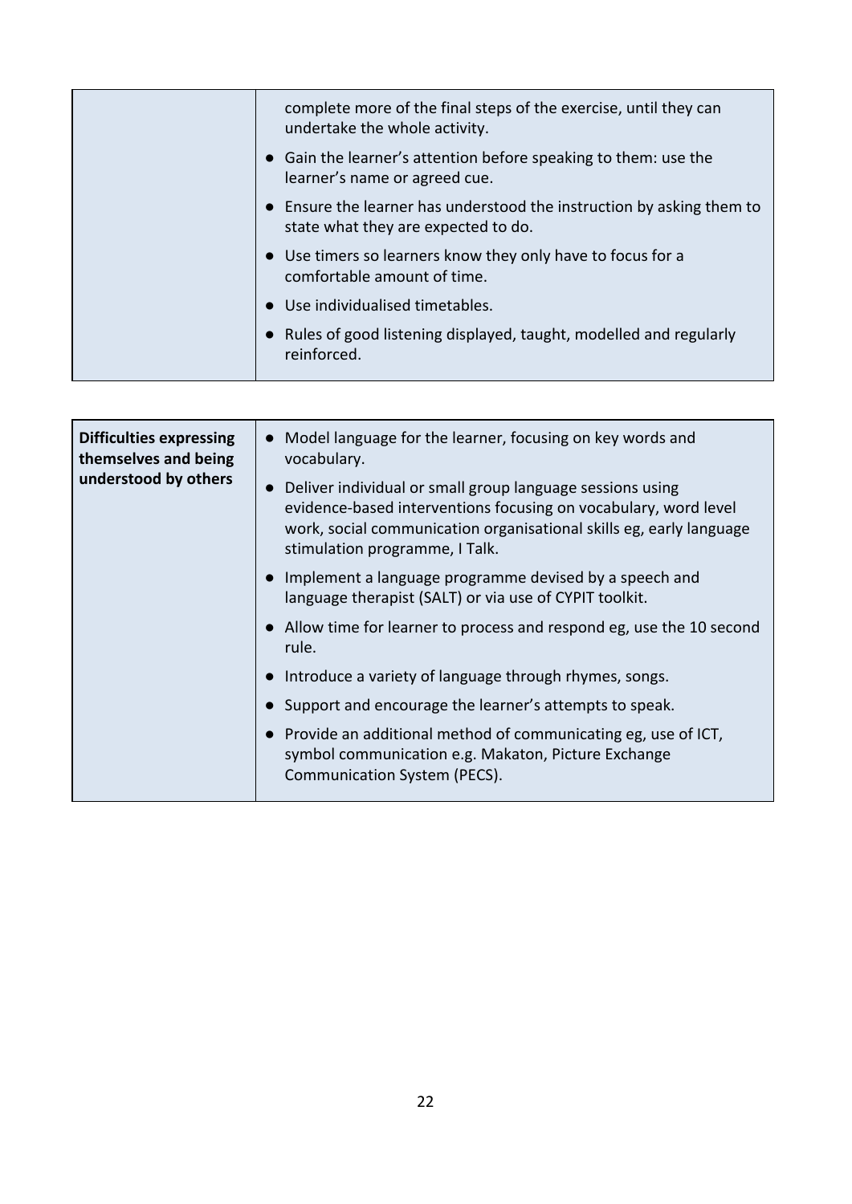| | |
|---|---|
| | complete more of the final steps of the exercise, until they can undertake the whole activity.<br>• Gain the learner's attention before speaking to them: use the learner's name or agreed cue.<br>• Ensure the learner has understood the instruction by asking them to state what they are expected to do.<br>• Use timers so learners know they only have to focus for a comfortable amount of time.<br>• Use individualised timetables.<br>• Rules of good listening displayed, taught, modelled and regularly reinforced. |

| | |
|---|---|
| **Difficulties expressing themselves and being understood by others** | • Model language for the learner, focusing on key words and vocabulary.<br>• Deliver individual or small group language sessions using evidence-based interventions focusing on vocabulary, word level work, social communication organisational skills eg, early language stimulation programme, I Talk.<br>• Implement a language programme devised by a speech and language therapist (SALT) or via use of CYPIT toolkit.<br>• Allow time for learner to process and respond eg, use the 10 second rule.<br>• Introduce a variety of language through rhymes, songs.<br>• Support and encourage the learner's attempts to speak.<br>• Provide an additional method of communicating eg, use of ICT, symbol communication e.g. Makaton, Picture Exchange Communication System (PECS). |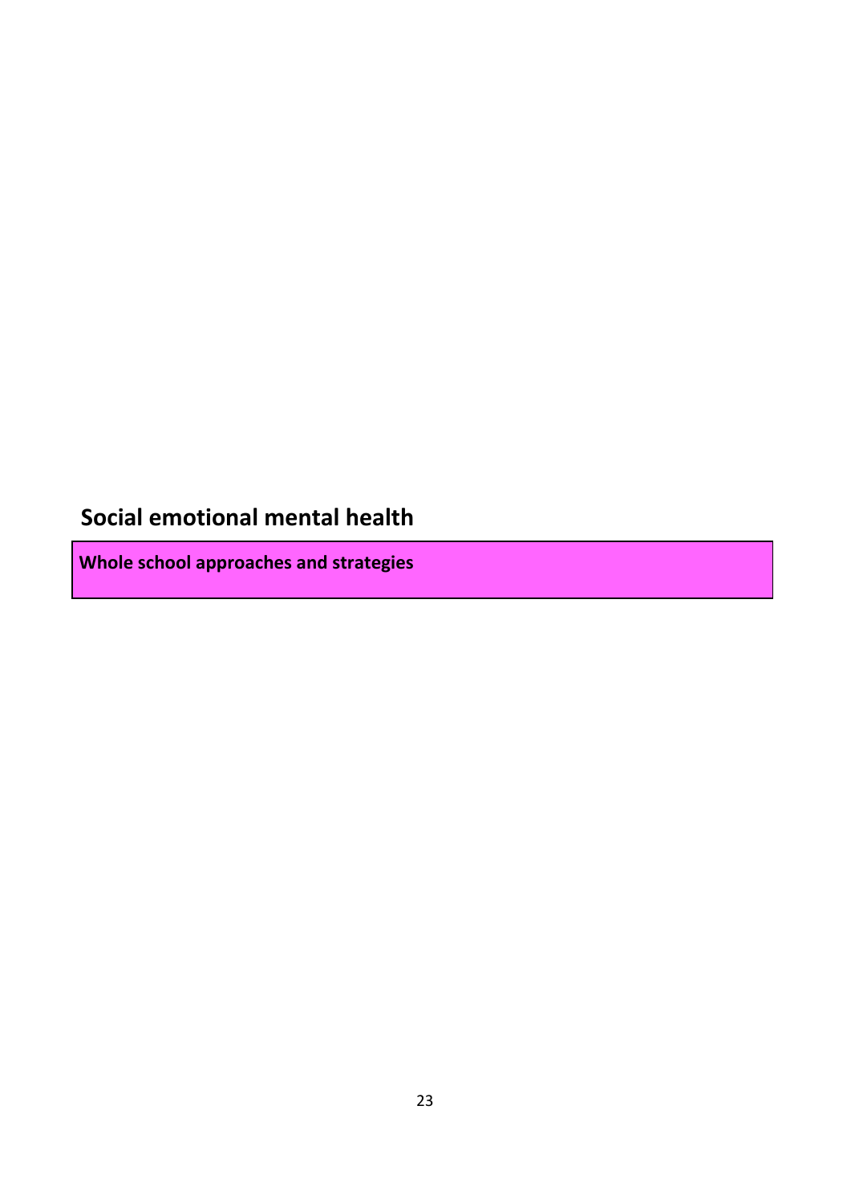## Social emotional mental health

| **Whole school approaches and strategies** |
| --- |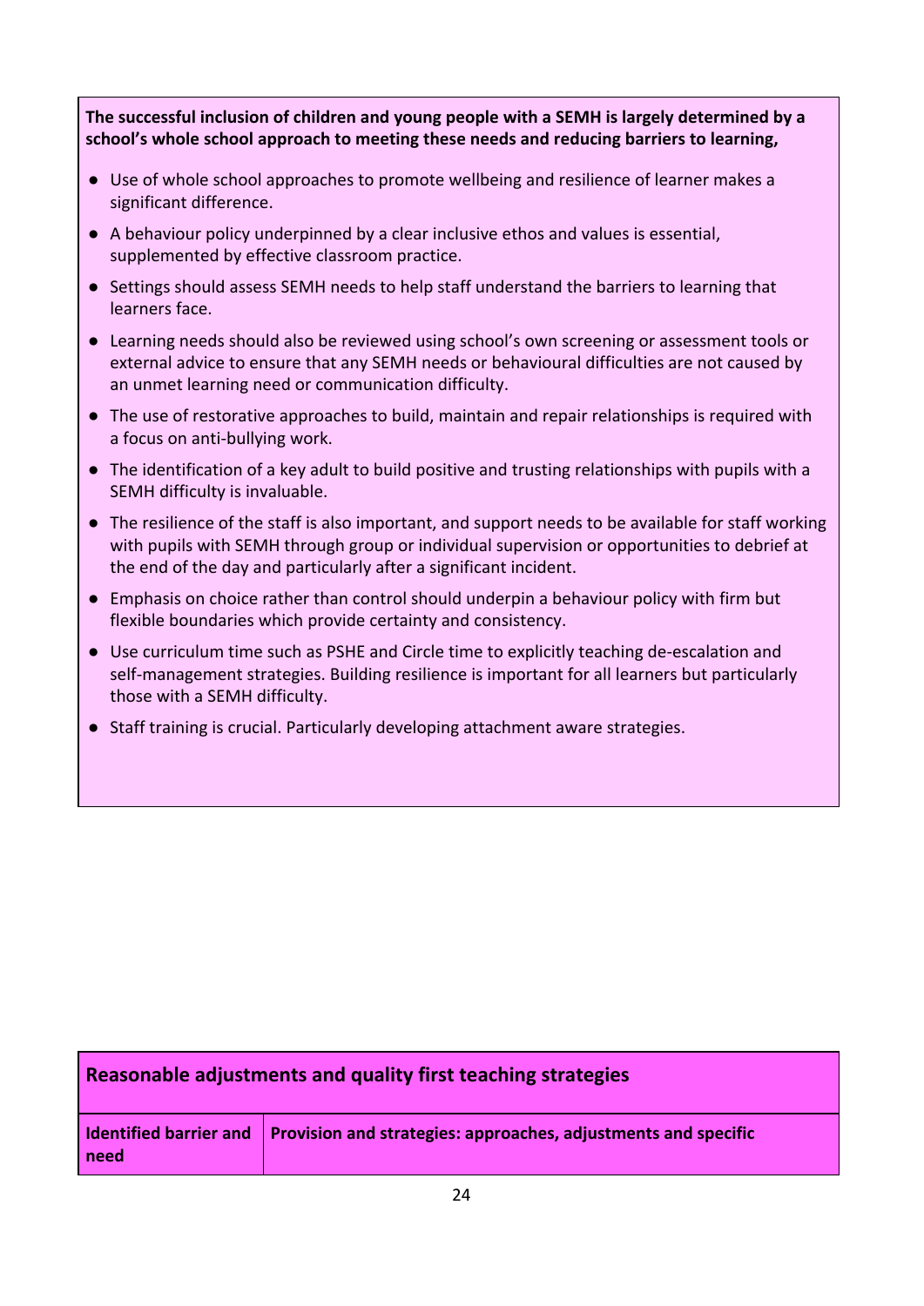**The successful inclusion of children and young people with a SEMH is largely determined by a school's whole school approach to meeting these needs and reducing barriers to learning,**

- Use of whole school approaches to promote wellbeing and resilience of learner makes a significant difference.
- A behaviour policy underpinned by a clear inclusive ethos and values is essential, supplemented by effective classroom practice.
- Settings should assess SEMH needs to help staff understand the barriers to learning that learners face.
- Learning needs should also be reviewed using school's own screening or assessment tools or external advice to ensure that any SEMH needs or behavioural difficulties are not caused by an unmet learning need or communication difficulty.
- The use of restorative approaches to build, maintain and repair relationships is required with a focus on anti-bullying work.
- The identification of a key adult to build positive and trusting relationships with pupils with a SEMH difficulty is invaluable.
- The resilience of the staff is also important, and support needs to be available for staff working with pupils with SEMH through group or individual supervision or opportunities to debrief at the end of the day and particularly after a significant incident.
- Emphasis on choice rather than control should underpin a behaviour policy with firm but flexible boundaries which provide certainty and consistency.
- Use curriculum time such as PSHE and Circle time to explicitly teaching de-escalation and self-management strategies. Building resilience is important for all learners but particularly those with a SEMH difficulty.
- Staff training is crucial. Particularly developing attachment aware strategies.

| Reasonable adjustments and quality first teaching strategies | |
|---|---|
| **Identified barrier and need** | **Provision and strategies: approaches, adjustments and specific** |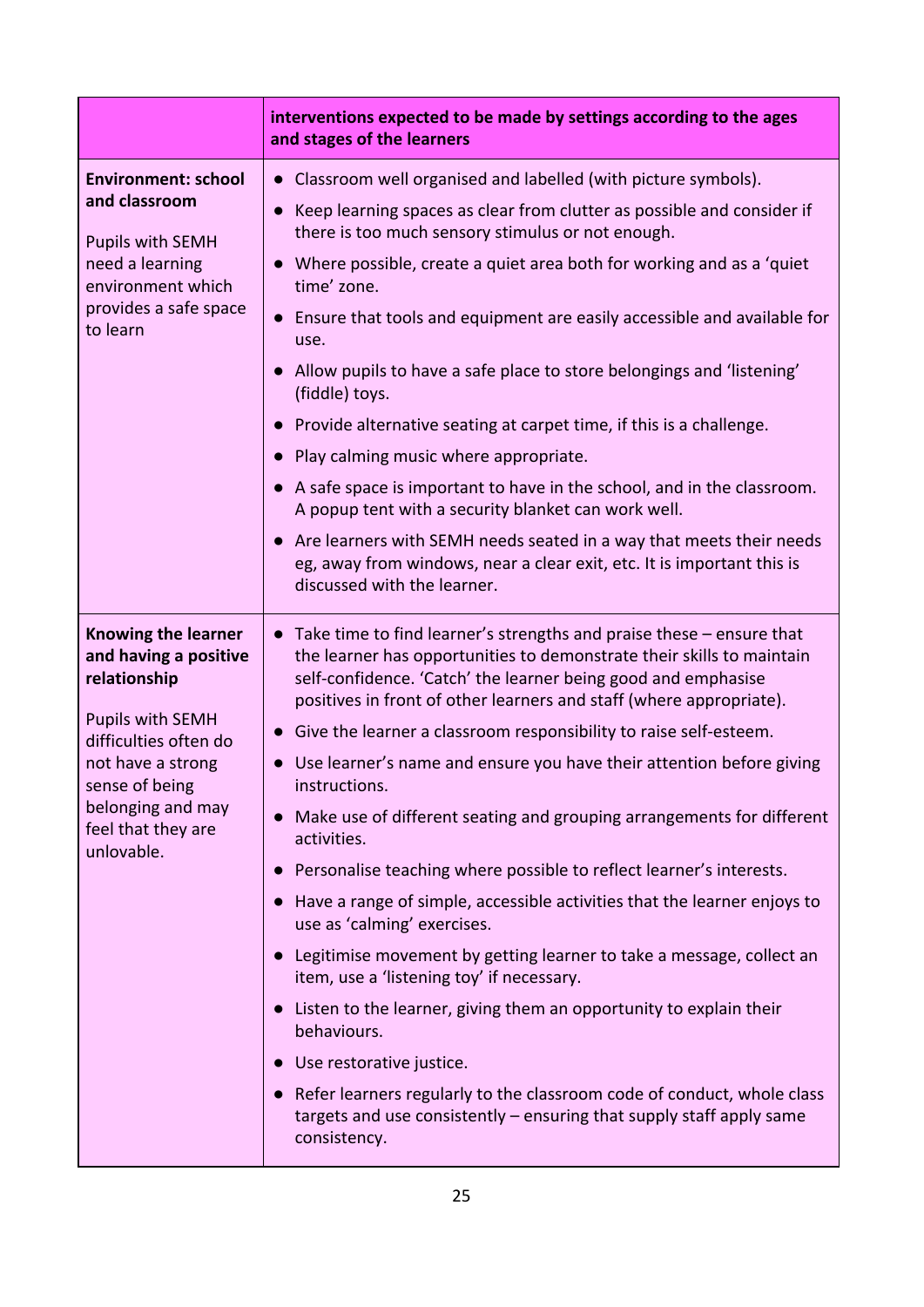| | interventions expected to be made by settings according to the ages and stages of the learners |
|---|---|
| **Environment: school and classroom**<br><br>Pupils with SEMH need a learning environment which provides a safe space to learn | • Classroom well organised and labelled (with picture symbols).<br>• Keep learning spaces as clear from clutter as possible and consider if there is too much sensory stimulus or not enough.<br>• Where possible, create a quiet area both for working and as a 'quiet time' zone.<br>• Ensure that tools and equipment are easily accessible and available for use.<br>• Allow pupils to have a safe place to store belongings and 'listening' (fiddle) toys.<br>• Provide alternative seating at carpet time, if this is a challenge.<br>• Play calming music where appropriate.<br>• A safe space is important to have in the school, and in the classroom. A popup tent with a security blanket can work well.<br>• Are learners with SEMH needs seated in a way that meets their needs eg, away from windows, near a clear exit, etc. It is important this is discussed with the learner. |
| **Knowing the learner and having a positive relationship**<br><br>Pupils with SEMH difficulties often do not have a strong sense of being belonging and may feel that they are unlovable. | • Take time to find learner's strengths and praise these – ensure that the learner has opportunities to demonstrate their skills to maintain self-confidence. 'Catch' the learner being good and emphasise positives in front of other learners and staff (where appropriate).<br>• Give the learner a classroom responsibility to raise self-esteem.<br>• Use learner's name and ensure you have their attention before giving instructions.<br>• Make use of different seating and grouping arrangements for different activities.<br>• Personalise teaching where possible to reflect learner's interests.<br>• Have a range of simple, accessible activities that the learner enjoys to use as 'calming' exercises.<br>• Legitimise movement by getting learner to take a message, collect an item, use a 'listening toy' if necessary.<br>• Listen to the learner, giving them an opportunity to explain their behaviours.<br>• Use restorative justice.<br>• Refer learners regularly to the classroom code of conduct, whole class targets and use consistently – ensuring that supply staff apply same consistency. |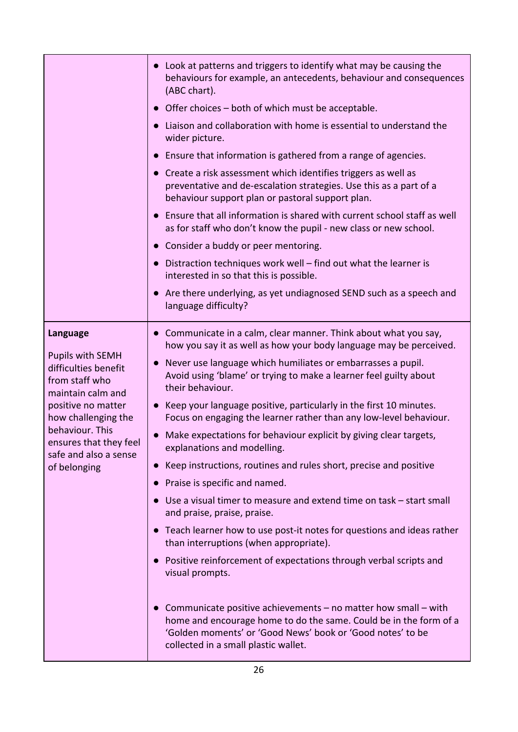| | |
|---|---|
| | • Look at patterns and triggers to identify what may be causing the behaviours for example, an antecedents, behaviour and consequences (ABC chart).<br>• Offer choices – both of which must be acceptable.<br>• Liaison and collaboration with home is essential to understand the wider picture.<br>• Ensure that information is gathered from a range of agencies.<br>• Create a risk assessment which identifies triggers as well as preventative and de-escalation strategies. Use this as a part of a behaviour support plan or pastoral support plan.<br>• Ensure that all information is shared with current school staff as well as for staff who don't know the pupil - new class or new school.<br>• Consider a buddy or peer mentoring.<br>• Distraction techniques work well – find out what the learner is interested in so that this is possible.<br>• Are there underlying, as yet undiagnosed SEND such as a speech and language difficulty? |
| **Language**<br><br>Pupils with SEMH difficulties benefit from staff who maintain calm and positive no matter how challenging the behaviour. This ensures that they feel safe and also a sense of belonging | • Communicate in a calm, clear manner. Think about what you say, how you say it as well as how your body language may be perceived.<br>• Never use language which humiliates or embarrasses a pupil. Avoid using 'blame' or trying to make a learner feel guilty about their behaviour.<br>• Keep your language positive, particularly in the first 10 minutes. Focus on engaging the learner rather than any low-level behaviour.<br>• Make expectations for behaviour explicit by giving clear targets, explanations and modelling.<br>• Keep instructions, routines and rules short, precise and positive<br>• Praise is specific and named.<br>• Use a visual timer to measure and extend time on task – start small and praise, praise, praise.<br>• Teach learner how to use post-it notes for questions and ideas rather than interruptions (when appropriate).<br>• Positive reinforcement of expectations through verbal scripts and visual prompts.<br>• Communicate positive achievements – no matter how small – with home and encourage home to do the same. Could be in the form of a 'Golden moments' or 'Good News' book or 'Good notes' to be collected in a small plastic wallet. |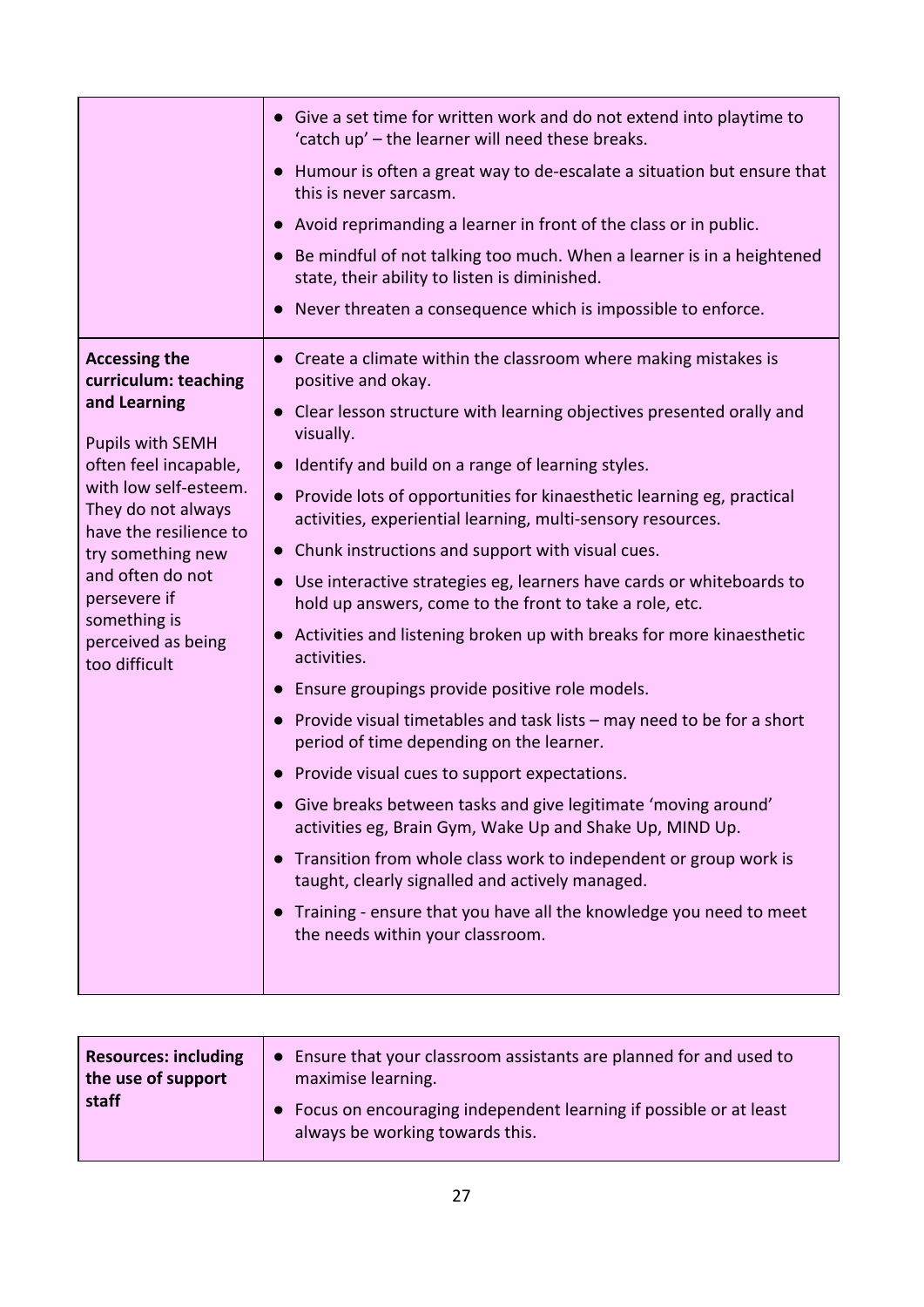| | |
|---|---|
| | • Give a set time for written work and do not extend into playtime to 'catch up' – the learner will need these breaks.<br>• Humour is often a great way to de-escalate a situation but ensure that this is never sarcasm.<br>• Avoid reprimanding a learner in front of the class or in public.<br>• Be mindful of not talking too much. When a learner is in a heightened state, their ability to listen is diminished.<br>• Never threaten a consequence which is impossible to enforce. |
| **Accessing the curriculum: teaching and Learning**<br><br>Pupils with SEMH often feel incapable, with low self-esteem. They do not always have the resilience to try something new and often do not persevere if something is perceived as being too difficult | • Create a climate within the classroom where making mistakes is positive and okay.<br>• Clear lesson structure with learning objectives presented orally and visually.<br>• Identify and build on a range of learning styles.<br>• Provide lots of opportunities for kinaesthetic learning eg, practical activities, experiential learning, multi-sensory resources.<br>• Chunk instructions and support with visual cues.<br>• Use interactive strategies eg, learners have cards or whiteboards to hold up answers, come to the front to take a role, etc.<br>• Activities and listening broken up with breaks for more kinaesthetic activities.<br>• Ensure groupings provide positive role models.<br>• Provide visual timetables and task lists – may need to be for a short period of time depending on the learner.<br>• Provide visual cues to support expectations.<br>• Give breaks between tasks and give legitimate 'moving around' activities eg, Brain Gym, Wake Up and Shake Up, MIND Up.<br>• Transition from whole class work to independent or group work is taught, clearly signalled and actively managed.<br>• Training - ensure that you have all the knowledge you need to meet the needs within your classroom. |

| | |
|---|---|
| **Resources: including the use of support staff** | • Ensure that your classroom assistants are planned for and used to maximise learning.<br>• Focus on encouraging independent learning if possible or at least always be working towards this. |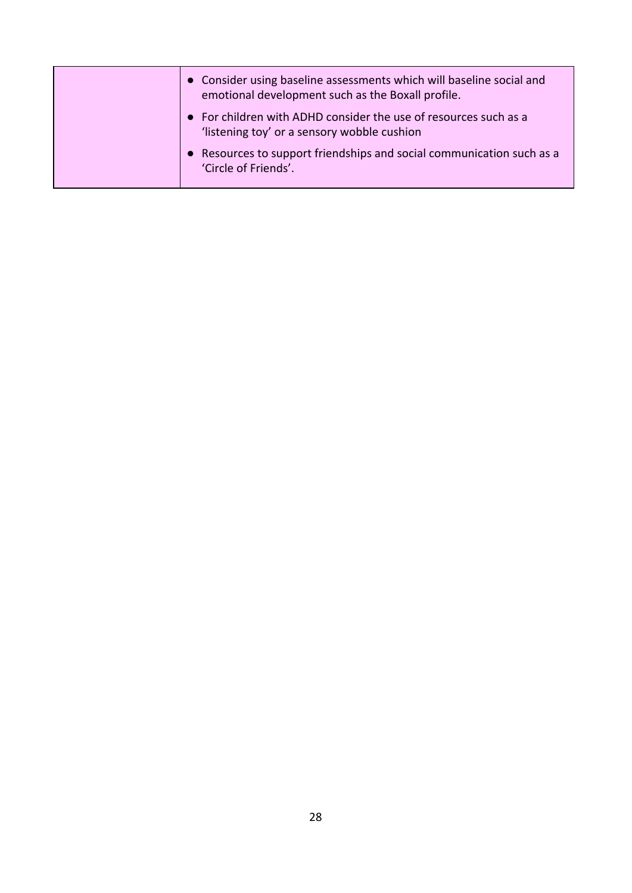| | |
|---|---|
| | • Consider using baseline assessments which will baseline social and emotional development such as the Boxall profile.<br>• For children with ADHD consider the use of resources such as a 'listening toy' or a sensory wobble cushion<br>• Resources to support friendships and social communication such as a 'Circle of Friends'. |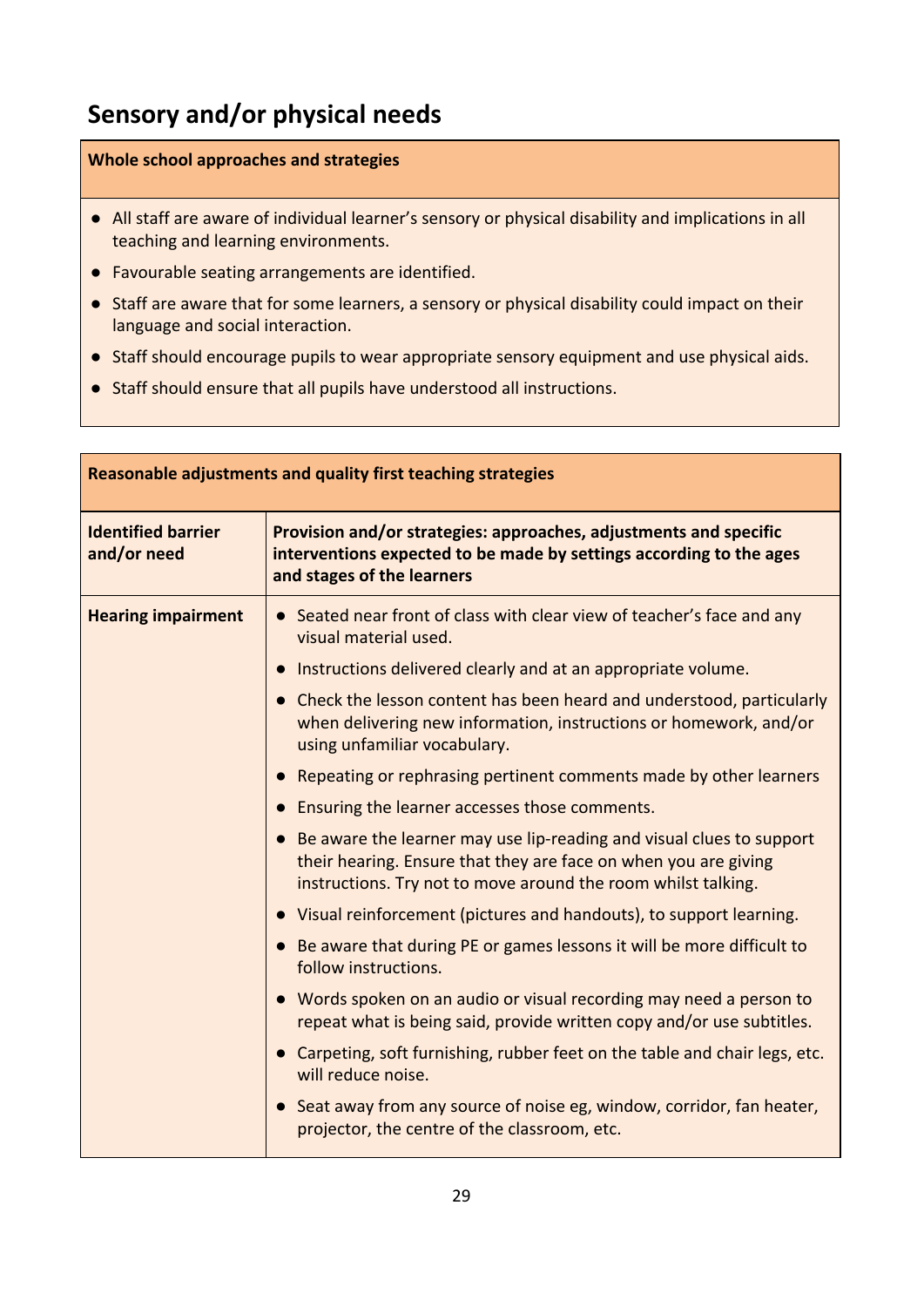## Sensory and/or physical needs

| Whole school approaches and strategies |
|---|
| • All staff are aware of individual learner's sensory or physical disability and implications in all teaching and learning environments.<br>• Favourable seating arrangements are identified.<br>• Staff are aware that for some learners, a sensory or physical disability could impact on their language and social interaction.<br>• Staff should encourage pupils to wear appropriate sensory equipment and use physical aids.<br>• Staff should ensure that all pupils have understood all instructions. |

| Reasonable adjustments and quality first teaching strategies | |
|---|---|
| **Identified barrier and/or need** | **Provision and/or strategies: approaches, adjustments and specific interventions expected to be made by settings according to the ages and stages of the learners** |
| **Hearing impairment** | • Seated near front of class with clear view of teacher's face and any visual material used.<br>• Instructions delivered clearly and at an appropriate volume.<br>• Check the lesson content has been heard and understood, particularly when delivering new information, instructions or homework, and/or using unfamiliar vocabulary.<br>• Repeating or rephrasing pertinent comments made by other learners<br>• Ensuring the learner accesses those comments.<br>• Be aware the learner may use lip-reading and visual clues to support their hearing. Ensure that they are face on when you are giving instructions. Try not to move around the room whilst talking.<br>• Visual reinforcement (pictures and handouts), to support learning.<br>• Be aware that during PE or games lessons it will be more difficult to follow instructions.<br>• Words spoken on an audio or visual recording may need a person to repeat what is being said, provide written copy and/or use subtitles.<br>• Carpeting, soft furnishing, rubber feet on the table and chair legs, etc. will reduce noise.<br>• Seat away from any source of noise eg, window, corridor, fan heater, projector, the centre of the classroom, etc. |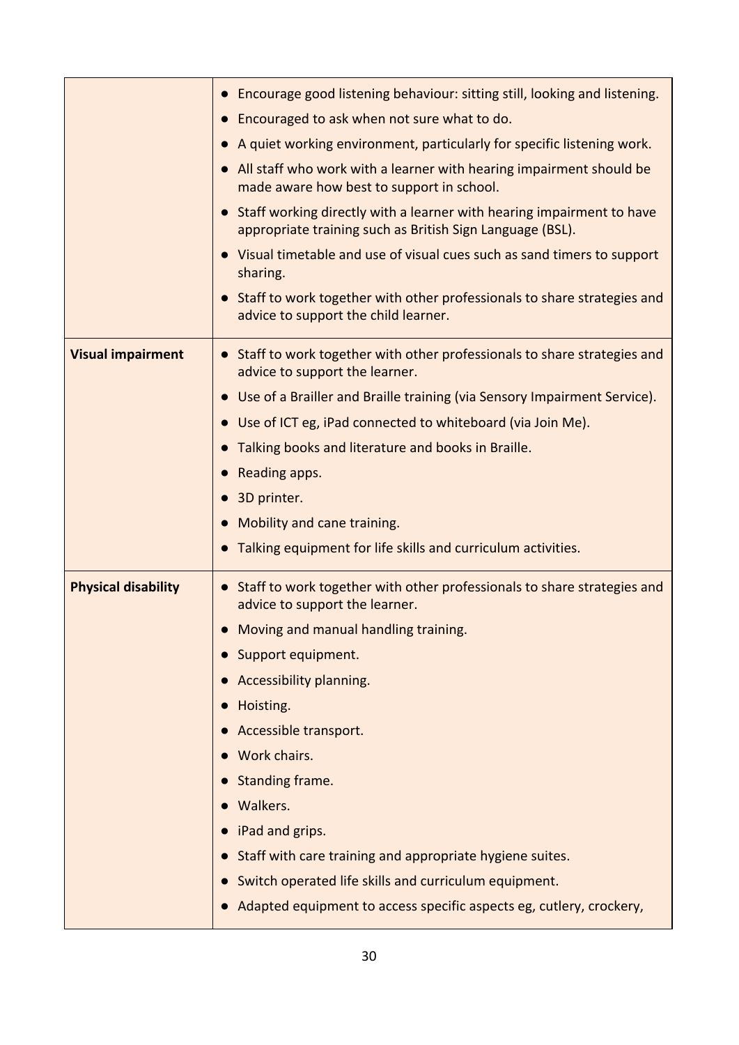| | |
|---|---|
| | • Encourage good listening behaviour: sitting still, looking and listening.<br>• Encouraged to ask when not sure what to do.<br>• A quiet working environment, particularly for specific listening work.<br>• All staff who work with a learner with hearing impairment should be made aware how best to support in school.<br>• Staff working directly with a learner with hearing impairment to have appropriate training such as British Sign Language (BSL).<br>• Visual timetable and use of visual cues such as sand timers to support sharing.<br>• Staff to work together with other professionals to share strategies and advice to support the child learner. |
| **Visual impairment** | • Staff to work together with other professionals to share strategies and advice to support the learner.<br>• Use of a Brailler and Braille training (via Sensory Impairment Service).<br>• Use of ICT eg, iPad connected to whiteboard (via Join Me).<br>• Talking books and literature and books in Braille.<br>• Reading apps.<br>• 3D printer.<br>• Mobility and cane training.<br>• Talking equipment for life skills and curriculum activities. |
| **Physical disability** | • Staff to work together with other professionals to share strategies and advice to support the learner.<br>• Moving and manual handling training.<br>• Support equipment.<br>• Accessibility planning.<br>• Hoisting.<br>• Accessible transport.<br>• Work chairs.<br>• Standing frame.<br>• Walkers.<br>• iPad and grips.<br>• Staff with care training and appropriate hygiene suites.<br>• Switch operated life skills and curriculum equipment.<br>• Adapted equipment to access specific aspects eg, cutlery, crockery, |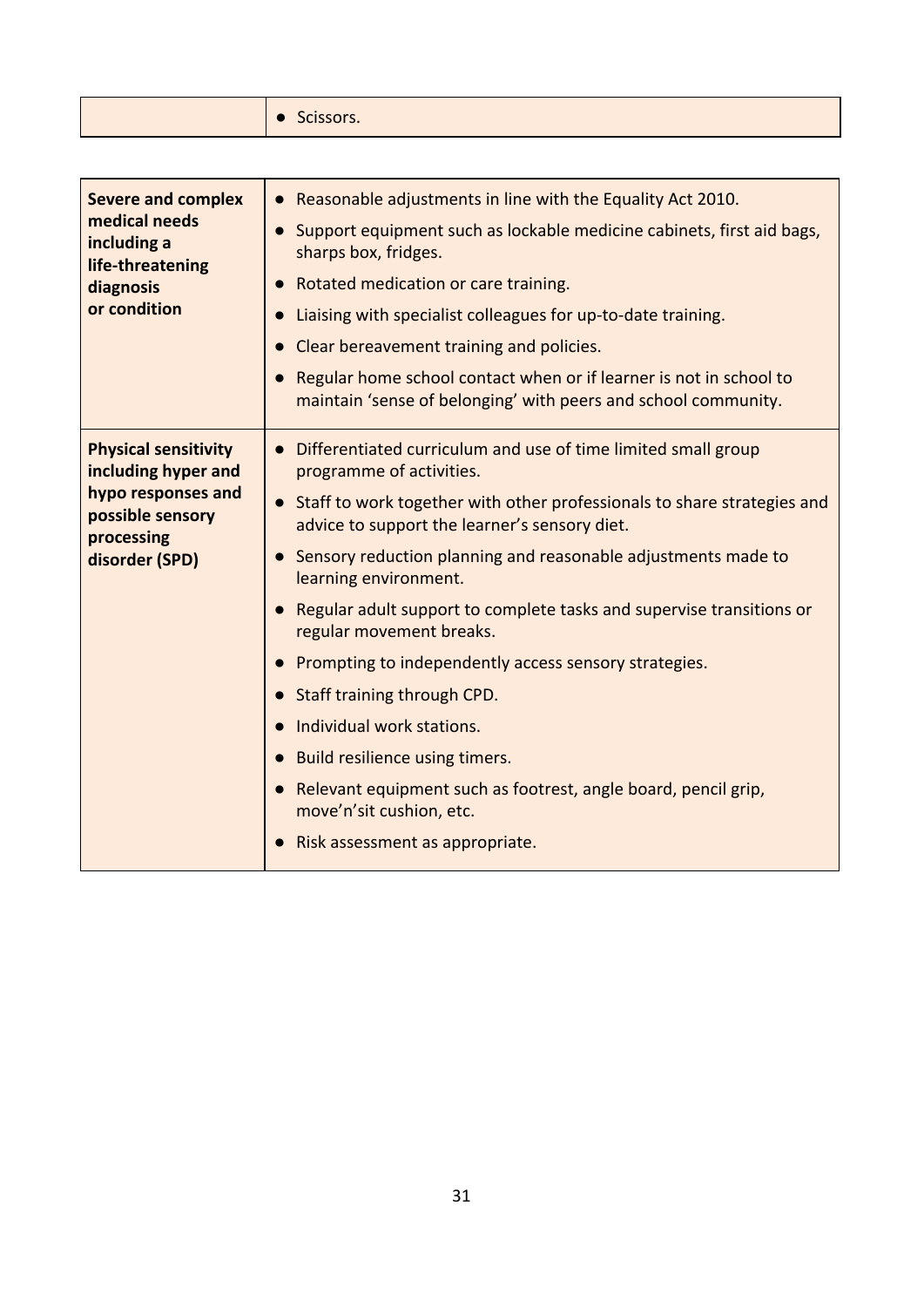| | |
|---|---|
| | • Scissors. |

| | |
|---|---|
| **Severe and complex medical needs including a life-threatening diagnosis or condition** | • Reasonable adjustments in line with the Equality Act 2010.<br>• Support equipment such as lockable medicine cabinets, first aid bags, sharps box, fridges.<br>• Rotated medication or care training.<br>• Liaising with specialist colleagues for up-to-date training.<br>• Clear bereavement training and policies.<br>• Regular home school contact when or if learner is not in school to maintain 'sense of belonging' with peers and school community. |
| **Physical sensitivity including hyper and hypo responses and possible sensory processing disorder (SPD)** | • Differentiated curriculum and use of time limited small group programme of activities.<br>• Staff to work together with other professionals to share strategies and advice to support the learner's sensory diet.<br>• Sensory reduction planning and reasonable adjustments made to learning environment.<br>• Regular adult support to complete tasks and supervise transitions or regular movement breaks.<br>• Prompting to independently access sensory strategies.<br>• Staff training through CPD.<br>• Individual work stations.<br>• Build resilience using timers.<br>• Relevant equipment such as footrest, angle board, pencil grip, move'n'sit cushion, etc.<br>• Risk assessment as appropriate. |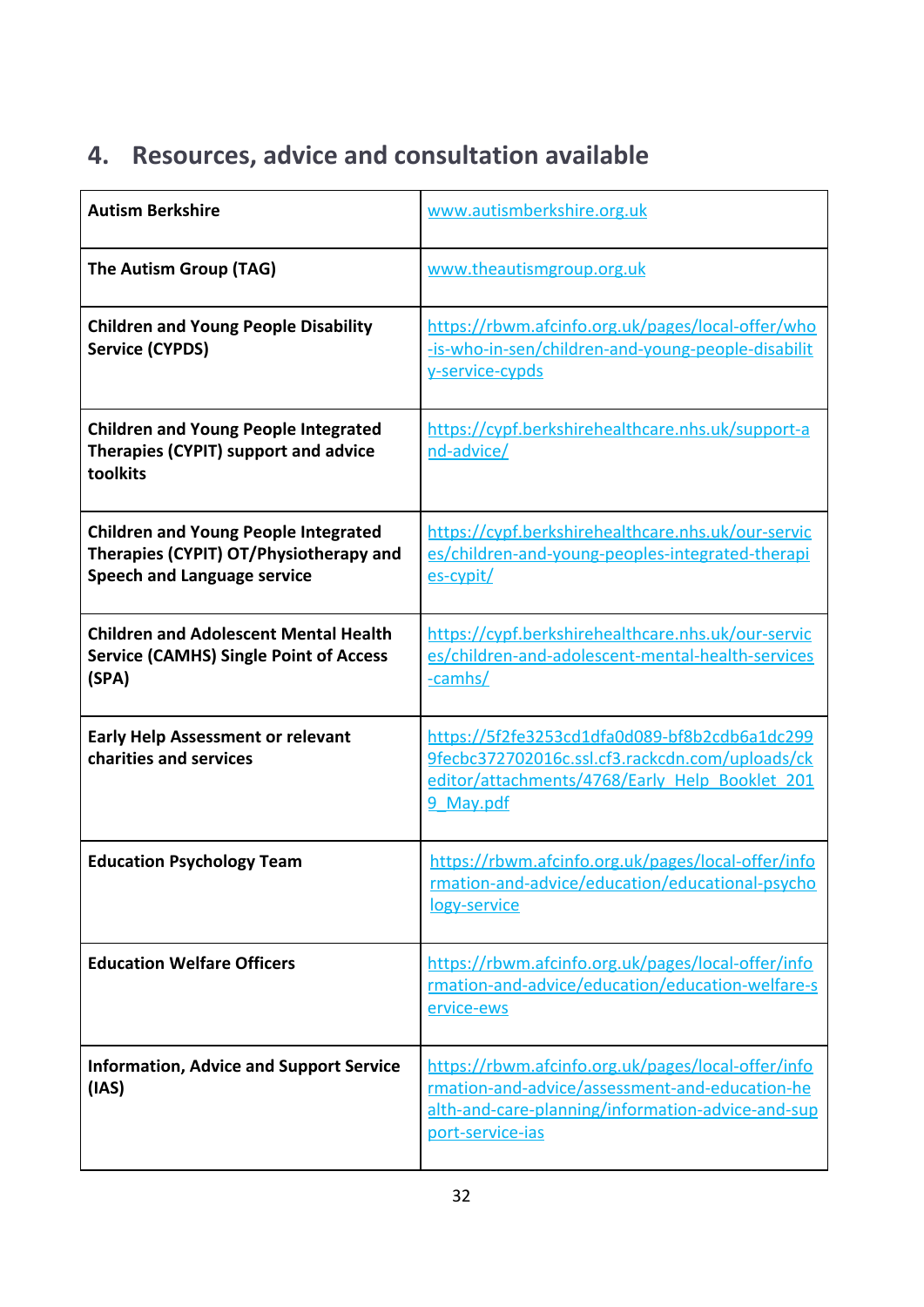## 4. Resources, advice and consultation available

| | |
|---|---|
| **Autism Berkshire** | www.autismberkshire.org.uk |
| **The Autism Group (TAG)** | www.theautismgroup.org.uk |
| **Children and Young People Disability Service (CYPDS)** | https://rbwm.afcinfo.org.uk/pages/local-offer/who-is-who-in-sen/children-and-young-people-disability-service-cypds |
| **Children and Young People Integrated Therapies (CYPIT) support and advice toolkits** | https://cypf.berkshirehealthcare.nhs.uk/support-and-advice/ |
| **Children and Young People Integrated Therapies (CYPIT) OT/Physiotherapy and Speech and Language service** | https://cypf.berkshirehealthcare.nhs.uk/our-services/children-and-young-peoples-integrated-therapies-cypit/ |
| **Children and Adolescent Mental Health Service (CAMHS) Single Point of Access (SPA)** | https://cypf.berkshirehealthcare.nhs.uk/our-services/children-and-adolescent-mental-health-services-camhs/ |
| **Early Help Assessment or relevant charities and services** | https://5f2fe3253cd1dfa0d089-bf8b2cdb6a1dc2999fecbc372702016c.ssl.cf3.rackcdn.com/uploads/ckeditor/attachments/4768/Early_Help_Booklet_2019_May.pdf |
| **Education Psychology Team** | https://rbwm.afcinfo.org.uk/pages/local-offer/information-and-advice/education/educational-psychology-service |
| **Education Welfare Officers** | https://rbwm.afcinfo.org.uk/pages/local-offer/information-and-advice/education/education-welfare-service-ews |
| **Information, Advice and Support Service (IAS)** | https://rbwm.afcinfo.org.uk/pages/local-offer/information-and-advice/assessment-and-education-health-and-care-planning/information-advice-and-support-service-ias |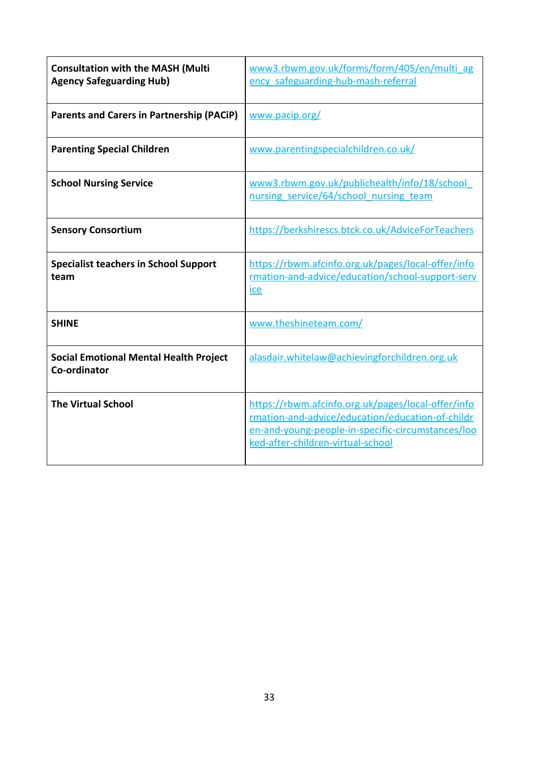| | |
|---|---|
| **Consultation with the MASH (Multi Agency Safeguarding Hub)** | www3.rbwm.gov.uk/forms/form/405/en/multi_agency_safeguarding-hub-mash-referral |
| **Parents and Carers in Partnership (PACiP)** | www.pacip.org/ |
| **Parenting Special Children** | www.parentingspecialchildren.co.uk/ |
| **School Nursing Service** | www3.rbwm.gov.uk/publichealth/info/18/school_nursing_service/64/school_nursing_team |
| **Sensory Consortium** | https://berkshirescs.btck.co.uk/AdviceForTeachers |
| **Specialist teachers in School Support team** | https://rbwm.afcinfo.org.uk/pages/local-offer/information-and-advice/education/school-support-service |
| **SHINE** | www.theshineteam.com/ |
| **Social Emotional Mental Health Project Co-ordinator** | alasdair.whitelaw@achievingforchildren.org.uk |
| **The Virtual School** | https://rbwm.afcinfo.org.uk/pages/local-offer/information-and-advice/education/education-of-children-and-young-people-in-specific-circumstances/looked-after-children-virtual-school |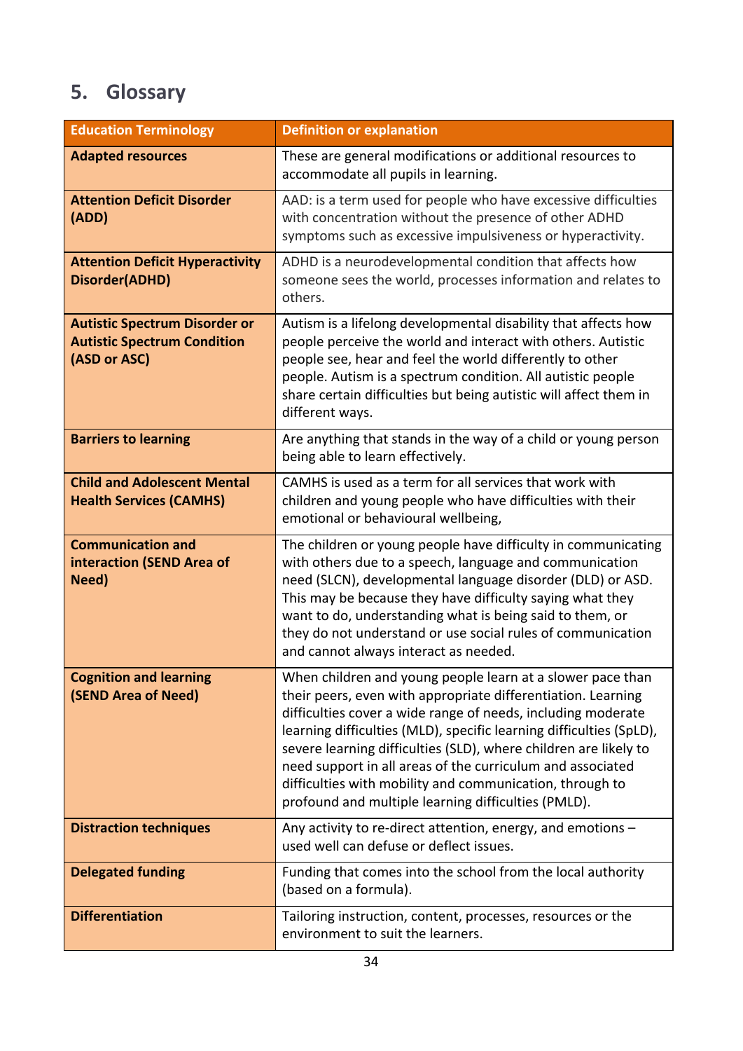## 5. Glossary

| Education Terminology | Definition or explanation |
|---|---|
| **Adapted resources** | These are general modifications or additional resources to accommodate all pupils in learning. |
| **Attention Deficit Disorder (ADD)** | AAD: is a term used for people who have excessive difficulties with concentration without the presence of other ADHD symptoms such as excessive impulsiveness or hyperactivity. |
| **Attention Deficit Hyperactivity Disorder(ADHD)** | ADHD is a neurodevelopmental condition that affects how someone sees the world, processes information and relates to others. |
| **Autistic Spectrum Disorder or Autistic Spectrum Condition (ASD or ASC)** | Autism is a lifelong developmental disability that affects how people perceive the world and interact with others. Autistic people see, hear and feel the world differently to other people. Autism is a spectrum condition. All autistic people share certain difficulties but being autistic will affect them in different ways. |
| **Barriers to learning** | Are anything that stands in the way of a child or young person being able to learn effectively. |
| **Child and Adolescent Mental Health Services (CAMHS)** | CAMHS is used as a term for all services that work with children and young people who have difficulties with their emotional or behavioural wellbeing, |
| **Communication and interaction (SEND Area of Need)** | The children or young people have difficulty in communicating with others due to a speech, language and communication need (SLCN), developmental language disorder (DLD) or ASD. This may be because they have difficulty saying what they want to do, understanding what is being said to them, or they do not understand or use social rules of communication and cannot always interact as needed. |
| **Cognition and learning (SEND Area of Need)** | When children and young people learn at a slower pace than their peers, even with appropriate differentiation. Learning difficulties cover a wide range of needs, including moderate learning difficulties (MLD), specific learning difficulties (SpLD), severe learning difficulties (SLD), where children are likely to need support in all areas of the curriculum and associated difficulties with mobility and communication, through to profound and multiple learning difficulties (PMLD). |
| **Distraction techniques** | Any activity to re-direct attention, energy, and emotions – used well can defuse or deflect issues. |
| **Delegated funding** | Funding that comes into the school from the local authority (based on a formula). |
| **Differentiation** | Tailoring instruction, content, processes, resources or the environment to suit the learners. |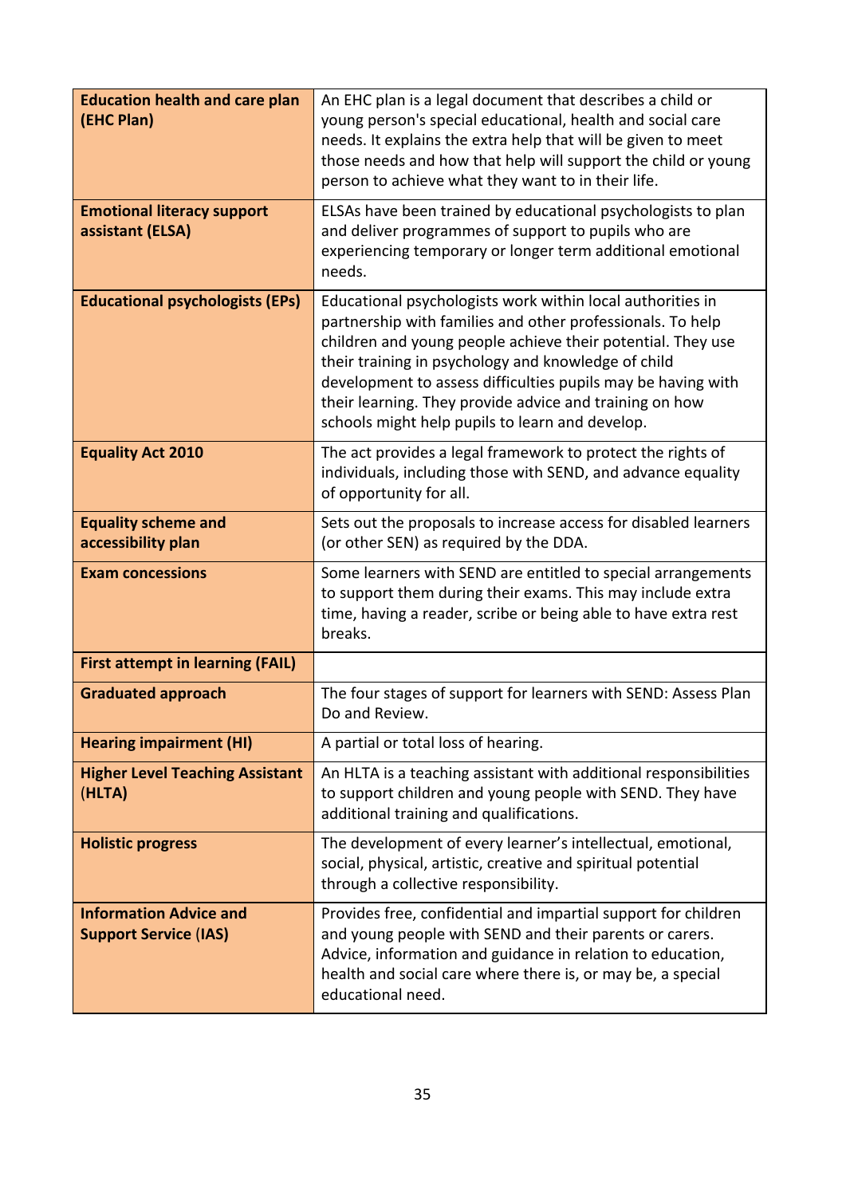| **Education health and care plan (EHC Plan)** | An EHC plan is a legal document that describes a child or young person's special educational, health and social care needs. It explains the extra help that will be given to meet those needs and how that help will support the child or young person to achieve what they want to in their life. |
|---|---|
| **Emotional literacy support assistant (ELSA)** | ELSAs have been trained by educational psychologists to plan and deliver programmes of support to pupils who are experiencing temporary or longer term additional emotional needs. |
| **Educational psychologists (EPs)** | Educational psychologists work within local authorities in partnership with families and other professionals. To help children and young people achieve their potential. They use their training in psychology and knowledge of child development to assess difficulties pupils may be having with their learning. They provide advice and training on how schools might help pupils to learn and develop. |
| **Equality Act 2010** | The act provides a legal framework to protect the rights of individuals, including those with SEND, and advance equality of opportunity for all. |
| **Equality scheme and accessibility plan** | Sets out the proposals to increase access for disabled learners (or other SEN) as required by the DDA. |
| **Exam concessions** | Some learners with SEND are entitled to special arrangements to support them during their exams. This may include extra time, having a reader, scribe or being able to have extra rest breaks. |
| **First attempt in learning (FAIL)** | |
| **Graduated approach** | The four stages of support for learners with SEND: Assess Plan Do and Review. |
| **Hearing impairment (HI)** | A partial or total loss of hearing. |
| **Higher Level Teaching Assistant (HLTA)** | An HLTA is a teaching assistant with additional responsibilities to support children and young people with SEND. They have additional training and qualifications. |
| **Holistic progress** | The development of every learner's intellectual, emotional, social, physical, artistic, creative and spiritual potential through a collective responsibility. |
| **Information Advice and Support Service (IAS)** | Provides free, confidential and impartial support for children and young people with SEND and their parents or carers. Advice, information and guidance in relation to education, health and social care where there is, or may be, a special educational need. |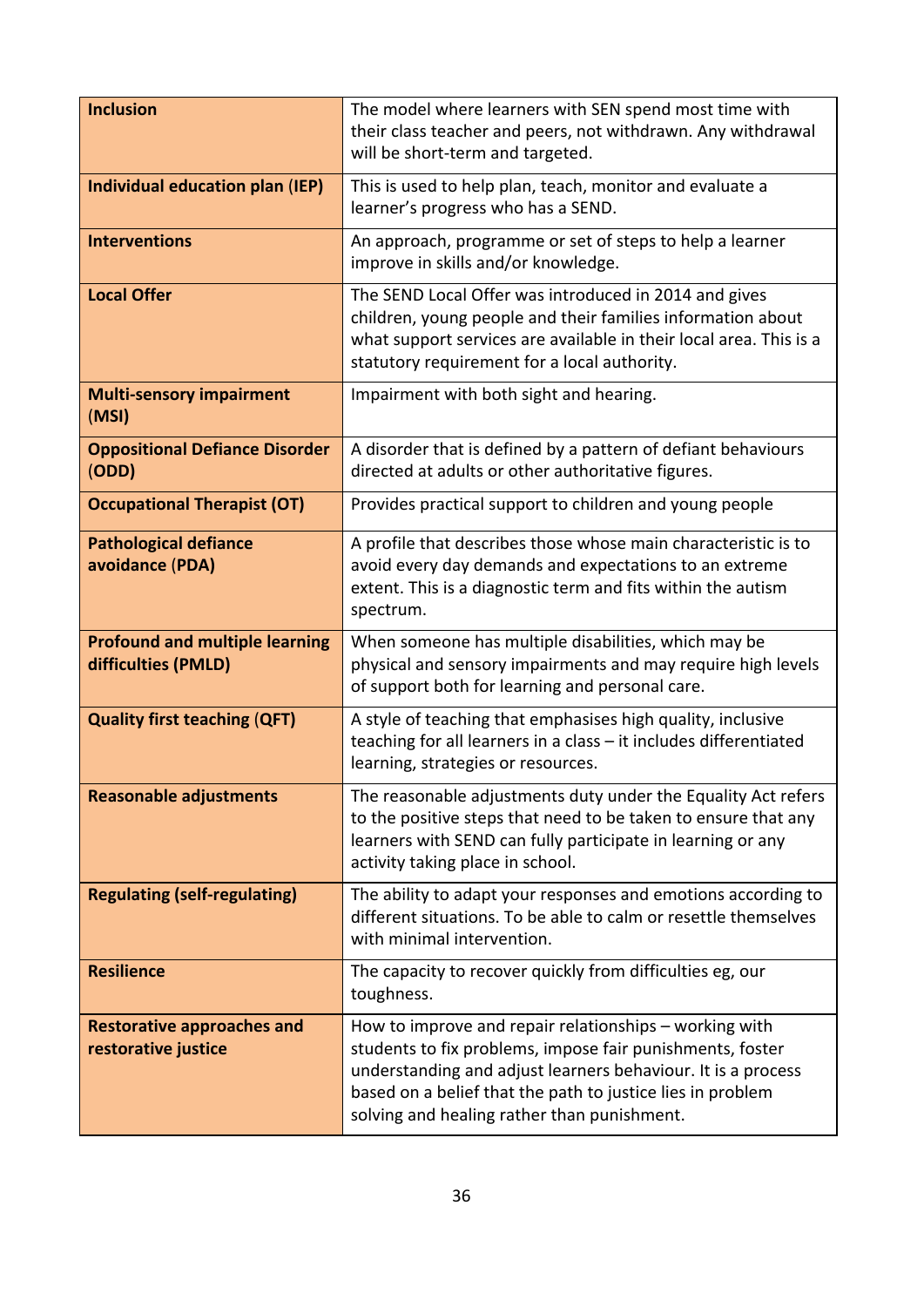| **Inclusion** | The model where learners with SEN spend most time with their class teacher and peers, not withdrawn. Any withdrawal will be short-term and targeted. |
|---|---|
| **Individual education plan (IEP)** | This is used to help plan, teach, monitor and evaluate a learner's progress who has a SEND. |
| **Interventions** | An approach, programme or set of steps to help a learner improve in skills and/or knowledge. |
| **Local Offer** | The SEND Local Offer was introduced in 2014 and gives children, young people and their families information about what support services are available in their local area. This is a statutory requirement for a local authority. |
| **Multi-sensory impairment (MSI)** | Impairment with both sight and hearing. |
| **Oppositional Defiance Disorder (ODD)** | A disorder that is defined by a pattern of defiant behaviours directed at adults or other authoritative figures. |
| **Occupational Therapist (OT)** | Provides practical support to children and young people |
| **Pathological defiance avoidance (PDA)** | A profile that describes those whose main characteristic is to avoid every day demands and expectations to an extreme extent. This is a diagnostic term and fits within the autism spectrum. |
| **Profound and multiple learning difficulties (PMLD)** | When someone has multiple disabilities, which may be physical and sensory impairments and may require high levels of support both for learning and personal care. |
| **Quality first teaching (QFT)** | A style of teaching that emphasises high quality, inclusive teaching for all learners in a class – it includes differentiated learning, strategies or resources. |
| **Reasonable adjustments** | The reasonable adjustments duty under the Equality Act refers to the positive steps that need to be taken to ensure that any learners with SEND can fully participate in learning or any activity taking place in school. |
| **Regulating (self-regulating)** | The ability to adapt your responses and emotions according to different situations. To be able to calm or resettle themselves with minimal intervention. |
| **Resilience** | The capacity to recover quickly from difficulties eg, our toughness. |
| **Restorative approaches and restorative justice** | How to improve and repair relationships – working with students to fix problems, impose fair punishments, foster understanding and adjust learners behaviour. It is a process based on a belief that the path to justice lies in problem solving and healing rather than punishment. |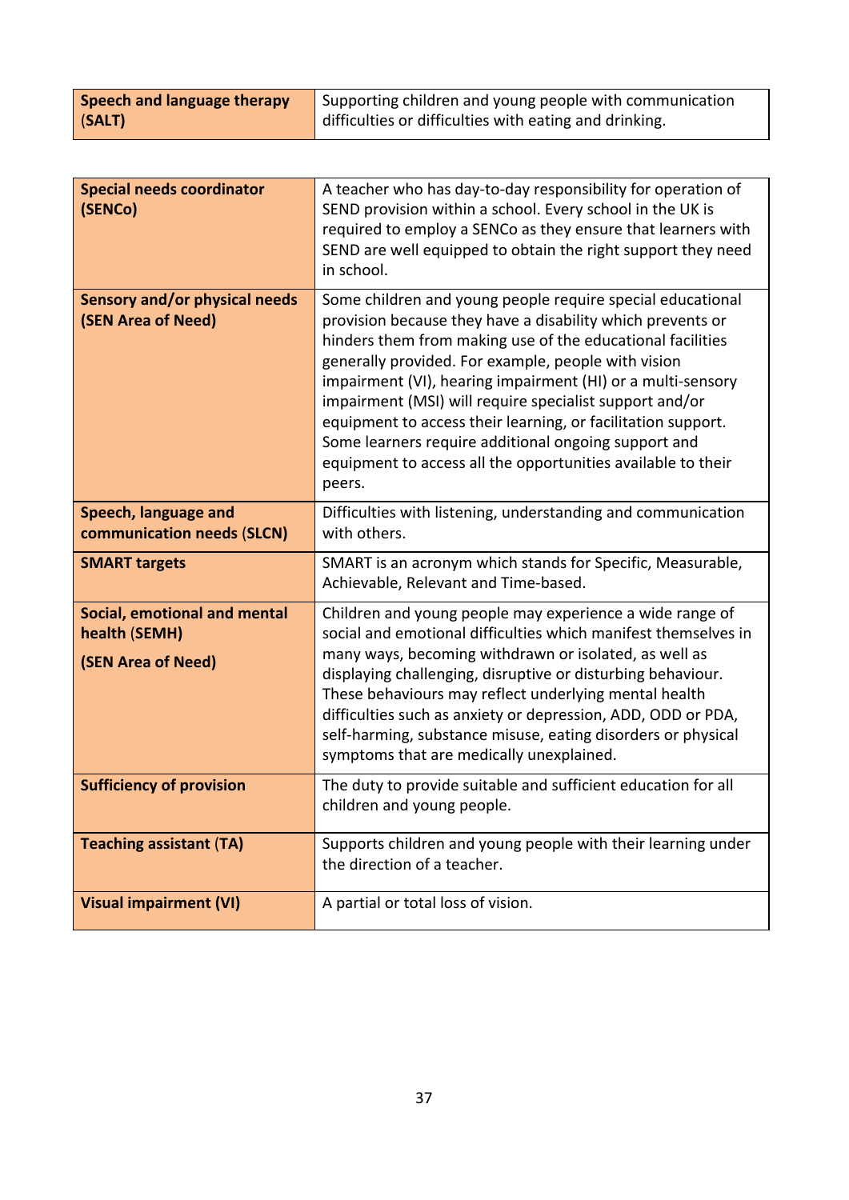| | |
|---|---|
| **Speech and language therapy (SALT)** | Supporting children and young people with communication difficulties or difficulties with eating and drinking. |

| | |
|---|---|
| **Special needs coordinator (SENCo)** | A teacher who has day-to-day responsibility for operation of SEND provision within a school. Every school in the UK is required to employ a SENCo as they ensure that learners with SEND are well equipped to obtain the right support they need in school. |
| **Sensory and/or physical needs (SEN Area of Need)** | Some children and young people require special educational provision because they have a disability which prevents or hinders them from making use of the educational facilities generally provided. For example, people with vision impairment (VI), hearing impairment (HI) or a multi-sensory impairment (MSI) will require specialist support and/or equipment to access their learning, or facilitation support. Some learners require additional ongoing support and equipment to access all the opportunities available to their peers. |
| **Speech, language and communication needs (SLCN)** | Difficulties with listening, understanding and communication with others. |
| **SMART targets** | SMART is an acronym which stands for Specific, Measurable, Achievable, Relevant and Time-based. |
| **Social, emotional and mental health (SEMH)** <br><br> **(SEN Area of Need)** | Children and young people may experience a wide range of social and emotional difficulties which manifest themselves in many ways, becoming withdrawn or isolated, as well as displaying challenging, disruptive or disturbing behaviour. These behaviours may reflect underlying mental health difficulties such as anxiety or depression, ADD, ODD or PDA, self-harming, substance misuse, eating disorders or physical symptoms that are medically unexplained. |
| **Sufficiency of provision** | The duty to provide suitable and sufficient education for all children and young people. |
| **Teaching assistant (TA)** | Supports children and young people with their learning under the direction of a teacher. |
| **Visual impairment (VI)** | A partial or total loss of vision. |